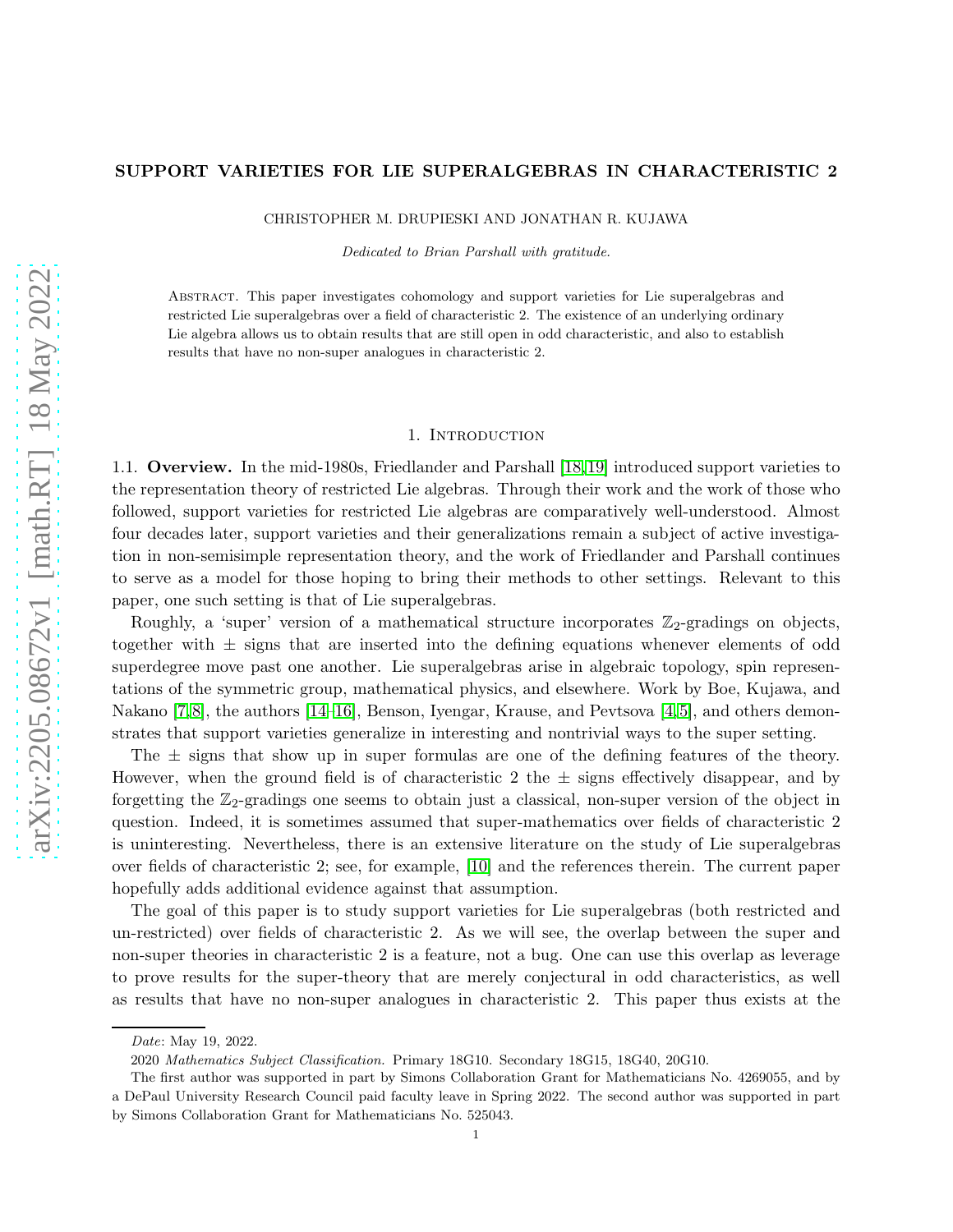# SUPPORT VARIETIES FOR LIE SUPERALGEBRAS IN CHARACTERISTIC 2

CHRISTOPHER M. DRUPIESKI AND JONATHAN R. KUJAWA

*Dedicated to Brian Parshall with gratitude.*

Abstract. This paper investigates cohomology and support varieties for Lie superalgebras and restricted Lie superalgebras over a field of characteristic 2. The existence of an underlying ordinary Lie algebra allows us to obtain results that are still open in odd characteristic, and also to establish results that have no non-super analogues in characteristic 2.

## 1. Introduction

**1.1. Overview.** In the mid-1980s, Friedlander and Parshall [18,19] introduced support varieties to the representation theory of restricted Lie algebras. Through their work and the work of those who followed, support varieties for restricted Lie algebras are comparatively well-understood. Almost four decades later, support varieties and their generalizations remain a subject of active investigation in non-semisimple representation theory, and the work of Friedlander and Parshall continues to serve as a model for those hoping to bring their methods to other settings. Relevant to this paper, one such setting is that of Lie superalgebras.

Roughly, a 'super' version of a mathematical structure incorporates $\mathbb{Z}_2$-gradings on objects, together with $\pm$ signs that are inserted into the defining equations whenever elements of odd superdegree move past one another. Lie superalgebras arise in algebraic topology, spin representations of the symmetric group, mathematical physics, and elsewhere. Work by Boe, Kujawa, and Nakano [7,8], the authors [14–16], Benson, Iyengar, Krause, and Pevtsova [4,5], and others demonstrates that support varieties generalize in interesting and nontrivial ways to the super setting.

The $\pm$ signs that show up in super formulas are one of the defining features of the theory. However, when the ground field is of characteristic 2 the $\pm$ signs effectively disappear, and by forgetting the $\mathbb{Z}_2$-gradings one seems to obtain just a classical, non-super version of the object in question. Indeed, it is sometimes assumed that super-mathematics over fields of characteristic 2 is uninteresting. Nevertheless, there is an extensive literature on the study of Lie superalgebras over fields of characteristic 2; see, for example, [10] and the references therein. The current paper hopefully adds additional evidence against that assumption.

The goal of this paper is to study support varieties for Lie superalgebras (both restricted and un-restricted) over fields of characteristic 2. As we will see, the overlap between the super and non-super theories in characteristic 2 is a feature, not a bug. One can use this overlap as leverage to prove results for the super-theory that are merely conjectural in odd characteristics, as well as results that have no non-super analogues in characteristic 2. This paper thus exists at the

*Date*: May 19, 2022.

2020 *Mathematics Subject Classification.* Primary 18G10. Secondary 18G15, 18G40, 20G10.

The first author was supported in part by Simons Collaboration Grant for Mathematicians No. 4269055, and by a DePaul University Research Council paid faculty leave in Spring 2022. The second author was supported in part by Simons Collaboration Grant for Mathematicians No. 525043.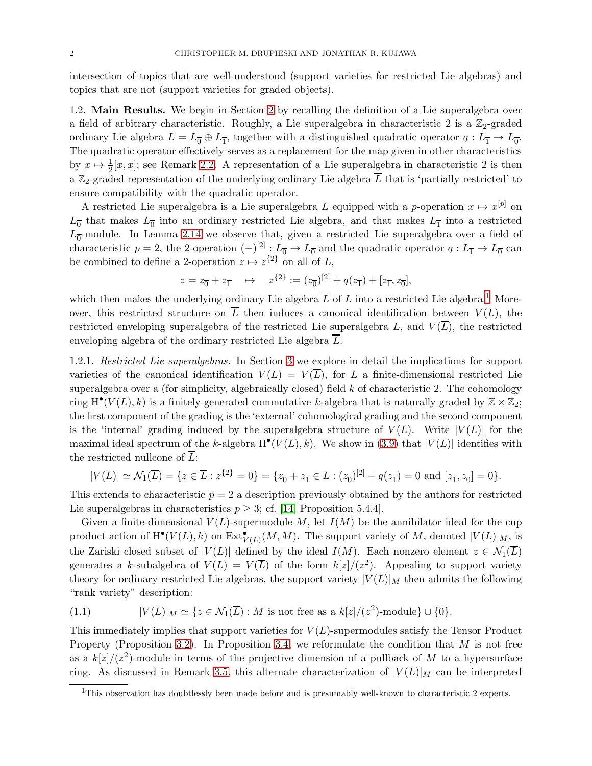intersection of topics that are well-understood (support varieties for restricted Lie algebras) and topics that are not (support varieties for graded objects).

### 1.2. Main Results.

We begin in Section 2 by recalling the definition of a Lie superalgebra over a field of arbitrary characteristic. Roughly, a Lie superalgebra in characteristic 2 is a $\mathbb{Z}_2$-graded ordinary Lie algebra $L = L_{\overline{0}} \oplus L_{\overline{1}}$, together with a distinguished quadratic operator $q : L_{\overline{1}} \to L_{\overline{0}}$. The quadratic operator effectively serves as a replacement for the map given in other characteristics by $x \mapsto \frac{1}{2}[x, x]$; see Remark 2.2. A representation of a Lie superalgebra in characteristic 2 is then a $\mathbb{Z}_2$-graded representation of the underlying ordinary Lie algebra $\overline{L}$ that is 'partially restricted' to ensure compatibility with the quadratic operator.

A restricted Lie superalgebra is a Lie superalgebra $L$ equipped with a $p$-operation $x \mapsto x^{[p]}$ on $L_{\overline{0}}$ that makes $L_{\overline{0}}$ into an ordinary restricted Lie algebra, and that makes $L_{\overline{1}}$ into a restricted $L_{\overline{0}}$-module. In Lemma 2.14 we observe that, given a restricted Lie superalgebra over a field of characteristic $p = 2$, the 2-operation $(-)^{[2]} : L_{\overline{0}} \to L_{\overline{0}}$ and the quadratic operator $q : L_{\overline{1}} \to L_{\overline{0}}$ can be combined to define a 2-operation $z \mapsto z^{\{2\}}$ on all of $L$,

$$z = z_{\overline{0}} + z_{\overline{1}} \quad \mapsto \quad z^{\{2\}} := (z_{\overline{0}})^{[2]} + q(z_{\overline{1}}) + [z_{\overline{1}}, z_{\overline{0}}],$$

which then makes the underlying ordinary Lie algebra $\overline{L}$ of $L$ into a restricted Lie algebra.[1] Moreover, this restricted structure on $\overline{L}$ then induces a canonical identification between $V(L)$, the restricted enveloping superalgebra of the restricted Lie superalgebra $L$, and $V(\overline{L})$, the restricted enveloping algebra of the ordinary restricted Lie algebra $\overline{L}$.

#### 1.2.1. *Restricted Lie superalgebras.*

In Section 3 we explore in detail the implications for support varieties of the canonical identification $V(L) = V(\overline{L})$, for $L$ a finite-dimensional restricted Lie superalgebra over a (for simplicity, algebraically closed) field $k$ of characteristic 2. The cohomology ring $\mathrm{H}^\bullet(V(L), k)$ is a finitely-generated commutative $k$-algebra that is naturally graded by $\mathbb{Z} \times \mathbb{Z}_2$; the first component of the grading is the 'external' cohomological grading and the second component is the 'internal' grading induced by the superalgebra structure of $V(L)$. Write $|V(L)|$ for the maximal ideal spectrum of the $k$-algebra $\mathrm{H}^\bullet(V(L), k)$. We show in (3.9) that $|V(L)|$ identifies with the restricted nullcone of $\overline{L}$:

$$|V(L)| \simeq \mathcal{N}_1(\overline{L}) = \{z \in \overline{L} : z^{\{2\}} = 0\} = \{z_{\overline{0}} + z_{\overline{1}} \in L : (z_{\overline{0}})^{[2]} + q(z_{\overline{1}}) = 0 \text{ and } [z_{\overline{1}}, z_{\overline{0}}] = 0\}.$$

This extends to characteristic $p = 2$ a description previously obtained by the authors for restricted Lie superalgebras in characteristics $p \geq 3$; cf. [14, Proposition 5.4.4].

Given a finite-dimensional $V(L)$-supermodule $M$, let $I(M)$ be the annihilator ideal for the cup product action of $\mathrm{H}^\bullet(V(L), k)$ on $\mathrm{Ext}^\bullet_{V(L)}(M, M)$. The support variety of $M$, denoted $|V(L)|_M$, is the Zariski closed subset of $|V(L)|$ defined by the ideal $I(M)$. Each nonzero element $z \in \mathcal{N}_1(\overline{L})$ generates a $k$-subalgebra of $V(L) = V(\overline{L})$ of the form $k[z]/(z^2)$. Appealing to support variety theory for ordinary restricted Lie algebras, the support variety $|V(L)|_M$ then admits the following "rank variety" description:

$$|V(L)|_M \simeq \{z \in \mathcal{N}_1(\overline{L}) : M \text{ is not free as a } k[z]/(z^2)\text{-module}\} \cup \{0\}. \tag{1.1}$$

This immediately implies that support varieties for $V(L)$-supermodules satisfy the Tensor Product Property (Proposition 3.2). In Proposition 3.4, we reformulate the condition that $M$ is not free as a $k[z]/(z^2)$-module in terms of the projective dimension of a pullback of $M$ to a hypersurface ring. As discussed in Remark 3.5, this alternate characterization of $|V(L)|_M$ can be interpreted

---

[1] This observation has doubtlessly been made before and is presumably well-known to characteristic 2 experts.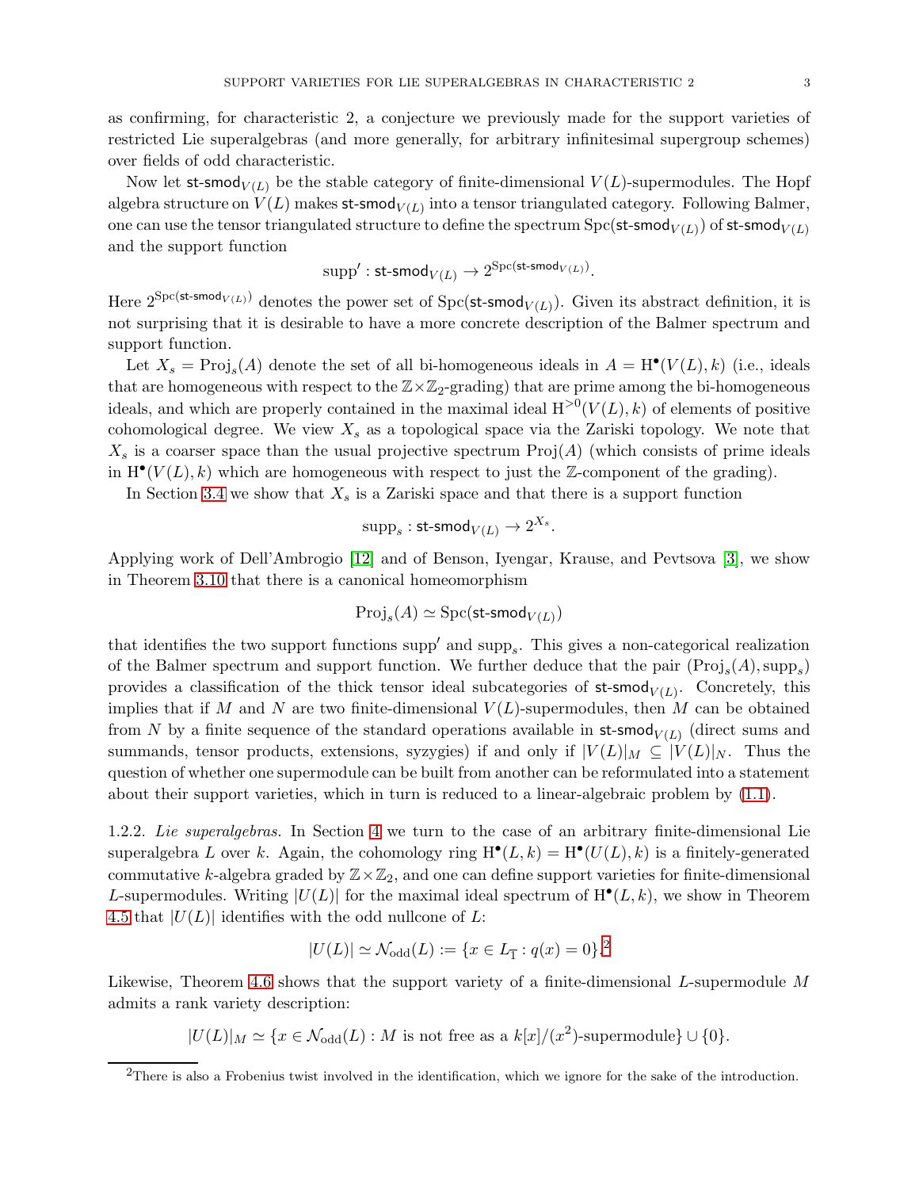as confirming, for characteristic 2, a conjecture we previously made for the support varieties of restricted Lie superalgebras (and more generally, for arbitrary infinitesimal supergroup schemes) over fields of odd characteristic.

Now let $\mathsf{st\text{-}smod}_{V(L)}$ be the stable category of finite-dimensional $V(L)$-supermodules. The Hopf algebra structure on $V(L)$ makes $\mathsf{st\text{-}smod}_{V(L)}$ into a tensor triangulated category. Following Balmer, one can use the tensor triangulated structure to define the spectrum $\operatorname{Spc}(\mathsf{st\text{-}smod}_{V(L)})$ of $\mathsf{st\text{-}smod}_{V(L)}$ and the support function

$$\operatorname{supp}' : \mathsf{st\text{-}smod}_{V(L)} \to 2^{\operatorname{Spc}(\mathsf{st\text{-}smod}_{V(L)})}.$$

Here $2^{\operatorname{Spc}(\mathsf{st\text{-}smod}_{V(L)})}$ denotes the power set of $\operatorname{Spc}(\mathsf{st\text{-}smod}_{V(L)})$. Given its abstract definition, it is not surprising that it is desirable to have a more concrete description of the Balmer spectrum and support function.

Let $X_s = \operatorname{Proj}_s(A)$ denote the set of all bi-homogeneous ideals in $A = \mathrm{H}^\bullet(V(L), k)$ (i.e., ideals that are homogeneous with respect to the $\mathbb{Z}\times\mathbb{Z}_2$-grading) that are prime among the bi-homogeneous ideals, and which are properly contained in the maximal ideal $\mathrm{H}^{>0}(V(L), k)$ of elements of positive cohomological degree. We view $X_s$ as a topological space via the Zariski topology. We note that $X_s$ is a coarser space than the usual projective spectrum $\operatorname{Proj}(A)$ (which consists of prime ideals in $\mathrm{H}^\bullet(V(L), k)$ which are homogeneous with respect to just the $\mathbb{Z}$-component of the grading).

In Section 3.4 we show that $X_s$ is a Zariski space and that there is a support function

$$\operatorname{supp}_s : \mathsf{st\text{-}smod}_{V(L)} \to 2^{X_s}.$$

Applying work of Dell'Ambrogio [12] and of Benson, Iyengar, Krause, and Pevtsova [3], we show in Theorem 3.10 that there is a canonical homeomorphism

$$\operatorname{Proj}_s(A) \simeq \operatorname{Spc}(\mathsf{st\text{-}smod}_{V(L)})$$

that identifies the two support functions $\operatorname{supp}'$ and $\operatorname{supp}_s$. This gives a non-categorical realization of the Balmer spectrum and support function. We further deduce that the pair $(\operatorname{Proj}_s(A), \operatorname{supp}_s)$ provides a classification of the thick tensor ideal subcategories of $\mathsf{st\text{-}smod}_{V(L)}$. Concretely, this implies that if $M$ and $N$ are two finite-dimensional $V(L)$-supermodules, then $M$ can be obtained from $N$ by a finite sequence of the standard operations available in $\mathsf{st\text{-}smod}_{V(L)}$ (direct sums and summands, tensor products, extensions, syzygies) if and only if $|V(L)|_M \subseteq |V(L)|_N$. Thus the question of whether one supermodule can be built from another can be reformulated into a statement about their support varieties, which in turn is reduced to a linear-algebraic problem by (1.1).

1.2.2. *Lie superalgebras.* In Section 4 we turn to the case of an arbitrary finite-dimensional Lie superalgebra $L$ over $k$. Again, the cohomology ring $\mathrm{H}^\bullet(L, k) = \mathrm{H}^\bullet(U(L), k)$ is a finitely-generated commutative $k$-algebra graded by $\mathbb{Z}\times\mathbb{Z}_2$, and one can define support varieties for finite-dimensional $L$-supermodules. Writing $|U(L)|$ for the maximal ideal spectrum of $\mathrm{H}^\bullet(L, k)$, we show in Theorem 4.5 that $|U(L)|$ identifies with the odd nullcone of $L$:

$$|U(L)| \simeq \mathcal{N}_{\mathrm{odd}}(L) := \{x \in L_{\overline{1}} : q(x) = 0\}.^{2}$$

Likewise, Theorem 4.6 shows that the support variety of a finite-dimensional $L$-supermodule $M$ admits a rank variety description:

$$|U(L)|_M \simeq \{x \in \mathcal{N}_{\mathrm{odd}}(L) : M \text{ is not free as a } k[x]/(x^2)\text{-supermodule}\} \cup \{0\}.$$

[2]There is also a Frobenius twist involved in the identification, which we ignore for the sake of the introduction.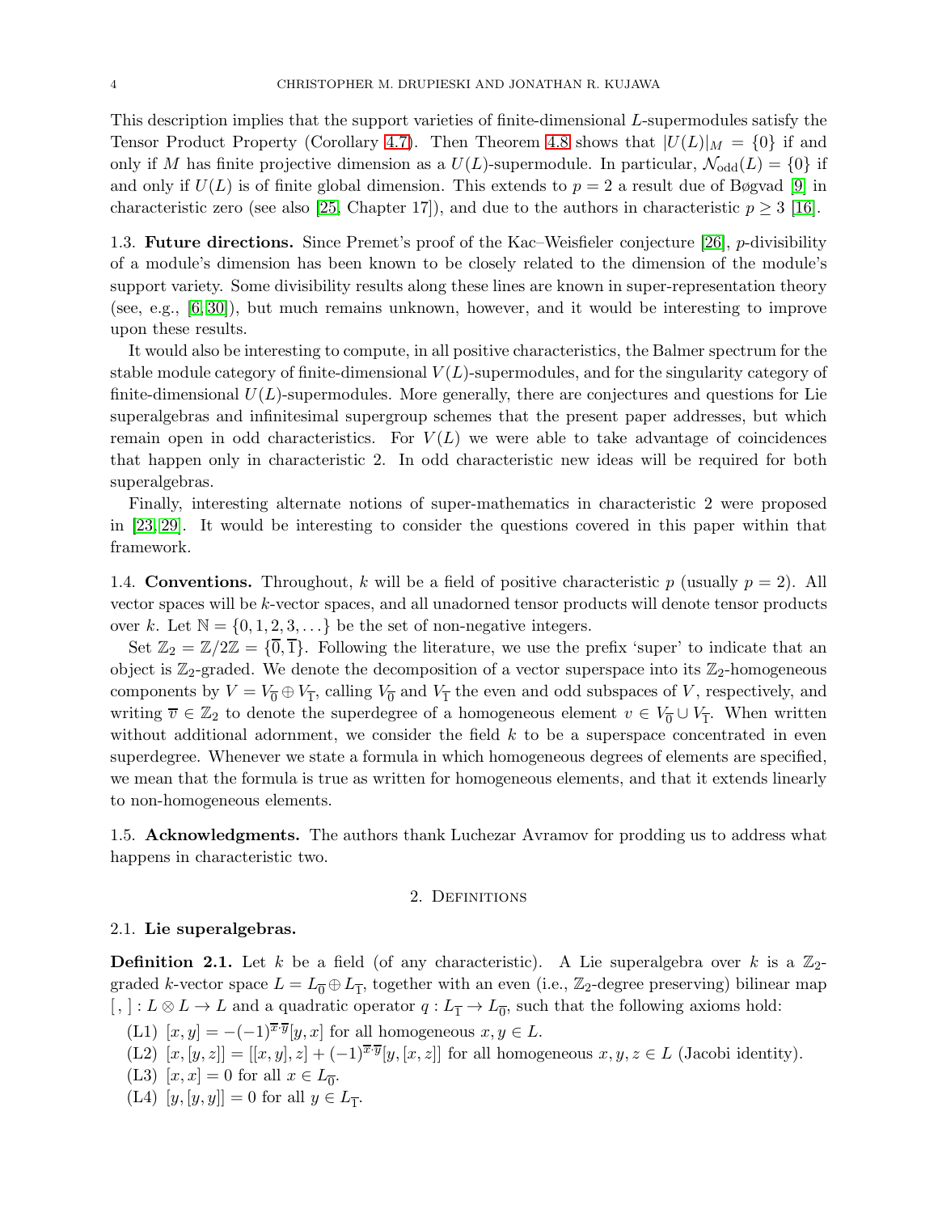This description implies that the support varieties of finite-dimensional $L$-supermodules satisfy the Tensor Product Property (Corollary 4.7). Then Theorem 4.8 shows that $|U(L)|_M = \{0\}$ if and only if $M$ has finite projective dimension as a $U(L)$-supermodule. In particular, $\mathcal{N}_{\text{odd}}(L) = \{0\}$ if and only if $U(L)$ is of finite global dimension. This extends to $p = 2$ a result due of Bøgvad [9] in characteristic zero (see also [25, Chapter 17]), and due to the authors in characteristic $p \geq 3$ [16].

### 1.3. Future directions.

Since Premet's proof of the Kac–Weisfieler conjecture [26], $p$-divisibility of a module's dimension has been known to be closely related to the dimension of the module's support variety. Some divisibility results along these lines are known in super-representation theory (see, e.g., [6, 30]), but much remains unknown, however, and it would be interesting to improve upon these results.

It would also be interesting to compute, in all positive characteristics, the Balmer spectrum for the stable module category of finite-dimensional $V(L)$-supermodules, and for the singularity category of finite-dimensional $U(L)$-supermodules. More generally, there are conjectures and questions for Lie superalgebras and infinitesimal supergroup schemes that the present paper addresses, but which remain open in odd characteristics. For $V(L)$ we were able to take advantage of coincidences that happen only in characteristic 2. In odd characteristic new ideas will be required for both superalgebras.

Finally, interesting alternate notions of super-mathematics in characteristic 2 were proposed in [23, 29]. It would be interesting to consider the questions covered in this paper within that framework.

### 1.4. Conventions.

Throughout, $k$ will be a field of positive characteristic $p$ (usually $p = 2$). All vector spaces will be $k$-vector spaces, and all unadorned tensor products will denote tensor products over $k$. Let $\mathbb{N} = \{0, 1, 2, 3, \ldots\}$ be the set of non-negative integers.

Set $\mathbb{Z}_2 = \mathbb{Z}/2\mathbb{Z} = \{\overline{0}, \overline{1}\}$. Following the literature, we use the prefix 'super' to indicate that an object is $\mathbb{Z}_2$-graded. We denote the decomposition of a vector superspace into its $\mathbb{Z}_2$-homogeneous components by $V = V_{\overline{0}} \oplus V_{\overline{1}}$, calling $V_{\overline{0}}$ and $V_{\overline{1}}$ the even and odd subspaces of $V$, respectively, and writing $\overline{v} \in \mathbb{Z}_2$ to denote the superdegree of a homogeneous element $v \in V_{\overline{0}} \cup V_{\overline{1}}$. When written without additional adornment, we consider the field $k$ to be a superspace concentrated in even superdegree. Whenever we state a formula in which homogeneous degrees of elements are specified, we mean that the formula is true as written for homogeneous elements, and that it extends linearly to non-homogeneous elements.

### 1.5. Acknowledgments.

The authors thank Luchezar Avramov for prodding us to address what happens in characteristic two.

## 2. Definitions

### 2.1. Lie superalgebras.

**Definition 2.1.** Let $k$ be a field (of any characteristic). A Lie superalgebra over $k$ is a $\mathbb{Z}_2$-graded $k$-vector space $L = L_{\overline{0}} \oplus L_{\overline{1}}$, together with an even (i.e., $\mathbb{Z}_2$-degree preserving) bilinear map $[\,,\,] : L \otimes L \to L$ and a quadratic operator $q : L_{\overline{1}} \to L_{\overline{0}}$, such that the following axioms hold:

- (L1) $[x, y] = -(-1)^{\overline{x}\cdot\overline{y}}[y, x]$ for all homogeneous $x, y \in L$.
- (L2) $[x, [y, z]] = [[x, y], z] + (-1)^{\overline{x}\cdot\overline{y}}[y, [x, z]]$ for all homogeneous $x, y, z \in L$ (Jacobi identity).
- (L3) $[x, x] = 0$ for all $x \in L_{\overline{0}}$.
- (L4) $[y, [y, y]] = 0$ for all $y \in L_{\overline{1}}$.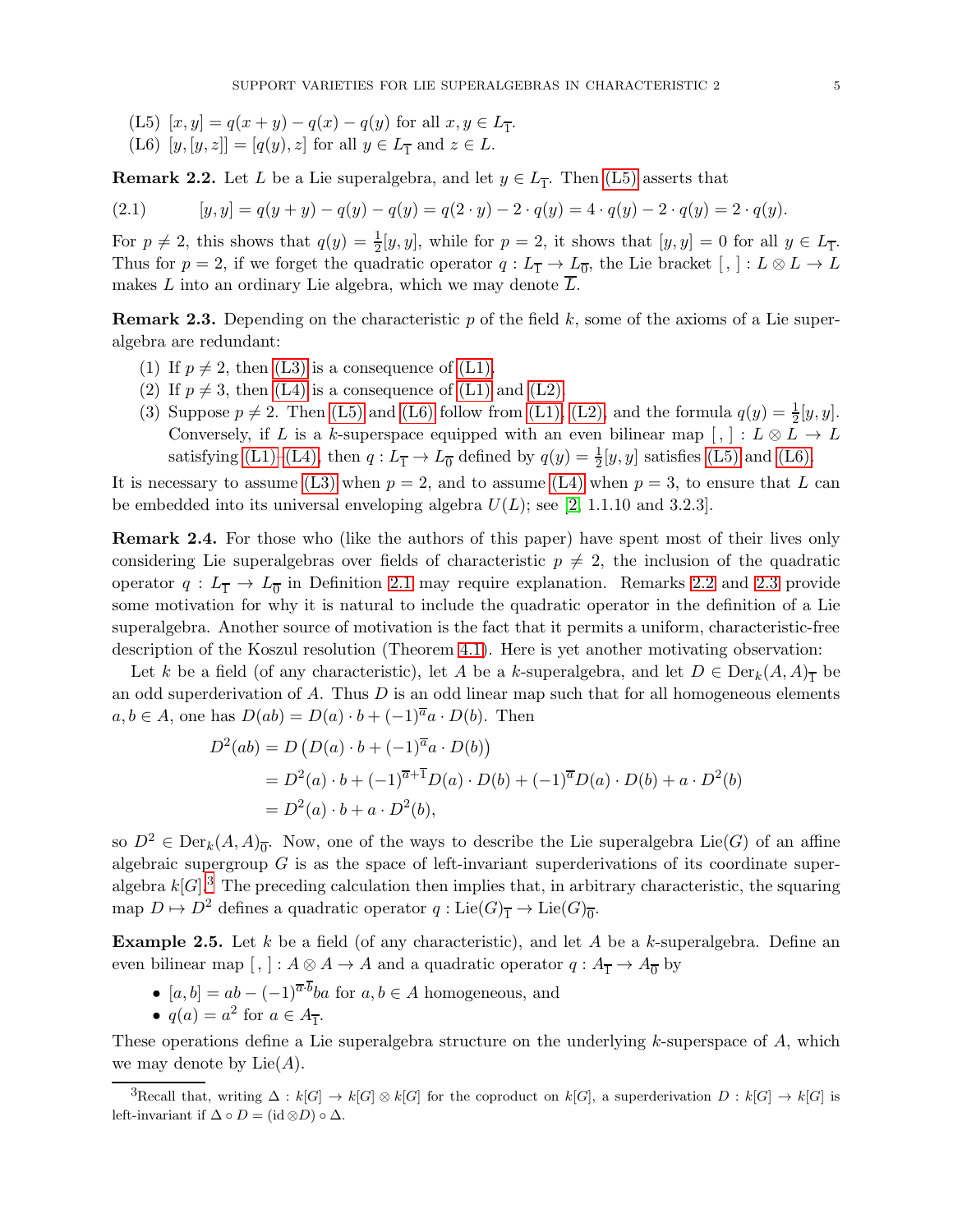(L5) $[x, y] = q(x+y) - q(x) - q(y)$ for all $x, y \in L_{\overline{1}}$.

(L6) $[y, [y, z]] = [q(y), z]$ for all $y \in L_{\overline{1}}$ and $z \in L$.

**Remark 2.2.** Let $L$ be a Lie superalgebra, and let $y \in L_{\overline{1}}$. Then (L5) asserts that

$$[y, y] = q(y+y) - q(y) - q(y) = q(2 \cdot y) - 2 \cdot q(y) = 4 \cdot q(y) - 2 \cdot q(y) = 2 \cdot q(y). \tag{2.1}$$

For $p \neq 2$, this shows that $q(y) = \frac{1}{2}[y, y]$, while for $p = 2$, it shows that $[y, y] = 0$ for all $y \in L_{\overline{1}}$. Thus for $p = 2$, if we forget the quadratic operator $q : L_{\overline{1}} \to L_{\overline{0}}$, the Lie bracket $[\,,\,] : L \otimes L \to L$ makes $L$ into an ordinary Lie algebra, which we may denote $\overline{L}$.

**Remark 2.3.** Depending on the characteristic $p$ of the field $k$, some of the axioms of a Lie superalgebra are redundant:

1. If $p \neq 2$, then (L3) is a consequence of (L1).
2. If $p \neq 3$, then (L4) is a consequence of (L1) and (L2).
3. Suppose $p \neq 2$. Then (L5) and (L6) follow from (L1), (L2), and the formula $q(y) = \frac{1}{2}[y, y]$. Conversely, if $L$ is a $k$-superspace equipped with an even bilinear map $[\,,\,] : L \otimes L \to L$ satisfying (L1)–(L4), then $q : L_{\overline{1}} \to L_{\overline{0}}$ defined by $q(y) = \frac{1}{2}[y, y]$ satisfies (L5) and (L6).

It is necessary to assume (L3) when $p = 2$, and to assume (L4) when $p = 3$, to ensure that $L$ can be embedded into its universal enveloping algebra $U(L)$; see [2, 1.1.10 and 3.2.3].

**Remark 2.4.** For those who (like the authors of this paper) have spent most of their lives only considering Lie superalgebras over fields of characteristic $p \neq 2$, the inclusion of the quadratic operator $q : L_{\overline{1}} \to L_{\overline{0}}$ in Definition 2.1 may require explanation. Remarks 2.2 and 2.3 provide some motivation for why it is natural to include the quadratic operator in the definition of a Lie superalgebra. Another source of motivation is the fact that it permits a uniform, characteristic-free description of the Koszul resolution (Theorem 4.1). Here is yet another motivating observation:

Let $k$ be a field (of any characteristic), let $A$ be a $k$-superalgebra, and let $D \in \operatorname{Der}_k(A, A)_{\overline{1}}$ be an odd superderivation of $A$. Thus $D$ is an odd linear map such that for all homogeneous elements $a, b \in A$, one has $D(ab) = D(a) \cdot b + (-1)^{\overline{a}} a \cdot D(b)$. Then

$$\begin{aligned}
D^2(ab) &= D\left(D(a) \cdot b + (-1)^{\overline{a}} a \cdot D(b)\right) \\
&= D^2(a) \cdot b + (-1)^{\overline{a}+\overline{1}} D(a) \cdot D(b) + (-1)^{\overline{a}} D(a) \cdot D(b) + a \cdot D^2(b) \\
&= D^2(a) \cdot b + a \cdot D^2(b),
\end{aligned}$$

so $D^2 \in \operatorname{Der}_k(A, A)_{\overline{0}}$. Now, one of the ways to describe the Lie superalgebra $\operatorname{Lie}(G)$ of an affine algebraic supergroup $G$ is as the space of left-invariant superderivations of its coordinate superalgebra $k[G]$.[3] The preceding calculation then implies that, in arbitrary characteristic, the squaring map $D \mapsto D^2$ defines a quadratic operator $q : \operatorname{Lie}(G)_{\overline{1}} \to \operatorname{Lie}(G)_{\overline{0}}$.

**Example 2.5.** Let $k$ be a field (of any characteristic), and let $A$ be a $k$-superalgebra. Define an even bilinear map $[\,,\,] : A \otimes A \to A$ and a quadratic operator $q : A_{\overline{1}} \to A_{\overline{0}}$ by

- $[a, b] = ab - (-1)^{\overline{a} \cdot \overline{b}} ba$ for $a, b \in A$ homogeneous, and
- $q(a) = a^2$ for $a \in A_{\overline{1}}$.

These operations define a Lie superalgebra structure on the underlying $k$-superspace of $A$, which we may denote by $\operatorname{Lie}(A)$.

---

[3] Recall that, writing $\Delta : k[G] \to k[G] \otimes k[G]$ for the coproduct on $k[G]$, a superderivation $D : k[G] \to k[G]$ is left-invariant if $\Delta \circ D = (\operatorname{id} \otimes D) \circ \Delta$.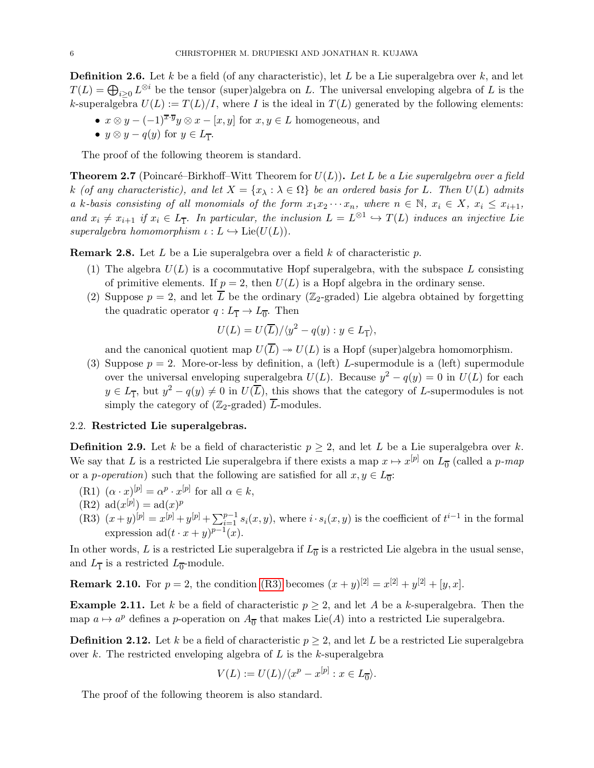**Definition 2.6.** Let $k$ be a field (of any characteristic), let $L$ be a Lie superalgebra over $k$, and let $T(L) = \bigoplus_{i \geq 0} L^{\otimes i}$ be the tensor (super)algebra on $L$. The universal enveloping algebra of $L$ is the $k$-superalgebra $U(L) := T(L)/I$, where $I$ is the ideal in $T(L)$ generated by the following elements:

- $x \otimes y - (-1)^{\overline{x} \cdot \overline{y}} y \otimes x - [x, y]$ for $x, y \in L$ homogeneous, and
- $y \otimes y - q(y)$ for $y \in L_{\overline{1}}$.

The proof of the following theorem is standard.

**Theorem 2.7** (Poincaré–Birkhoff–Witt Theorem for $U(L)$)**.** *Let $L$ be a Lie superalgebra over a field $k$ (of any characteristic), and let $X = \{x_\lambda : \lambda \in \Omega\}$ be an ordered basis for $L$. Then $U(L)$ admits a $k$-basis consisting of all monomials of the form $x_1 x_2 \cdots x_n$, where $n \in \mathbb{N}$, $x_i \in X$, $x_i \leq x_{i+1}$, and $x_i \neq x_{i+1}$ if $x_i \in L_{\overline{1}}$. In particular, the inclusion $L = L^{\otimes 1} \hookrightarrow T(L)$ induces an injective Lie superalgebra homomorphism $\iota : L \hookrightarrow \mathrm{Lie}(U(L))$.*

**Remark 2.8.** Let $L$ be a Lie superalgebra over a field $k$ of characteristic $p$.

1. The algebra $U(L)$ is a cocommutative Hopf superalgebra, with the subspace $L$ consisting of primitive elements. If $p = 2$, then $U(L)$ is a Hopf algebra in the ordinary sense.
2. Suppose $p = 2$, and let $\overline{L}$ be the ordinary ($\mathbb{Z}_2$-graded) Lie algebra obtained by forgetting the quadratic operator $q : L_{\overline{1}} \to L_{\overline{0}}$. Then
$$U(L) = U(\overline{L})/\langle y^2 - q(y) : y \in L_{\overline{1}} \rangle,$$
and the canonical quotient map $U(\overline{L}) \twoheadrightarrow U(L)$ is a Hopf (super)algebra homomorphism.
3. Suppose $p = 2$. More-or-less by definition, a (left) $L$-supermodule is a (left) supermodule over the universal enveloping superalgebra $U(L)$. Because $y^2 - q(y) = 0$ in $U(L)$ for each $y \in L_{\overline{1}}$, but $y^2 - q(y) \neq 0$ in $U(\overline{L})$, this shows that the category of $L$-supermodules is not simply the category of ($\mathbb{Z}_2$-graded) $\overline{L}$-modules.

### 2.2. Restricted Lie superalgebras.

**Definition 2.9.** Let $k$ be a field of characteristic $p \geq 2$, and let $L$ be a Lie superalgebra over $k$. We say that $L$ is a restricted Lie superalgebra if there exists a map $x \mapsto x^{[p]}$ on $L_{\overline{0}}$ (called a *p-map* or a *p-operation*) such that the following are satisfied for all $x, y \in L_{\overline{0}}$:

(R1) $(\alpha \cdot x)^{[p]} = \alpha^p \cdot x^{[p]}$ for all $\alpha \in k$,

(R2) $\mathrm{ad}(x^{[p]}) = \mathrm{ad}(x)^p$

(R3) $(x+y)^{[p]} = x^{[p]} + y^{[p]} + \sum_{i=1}^{p-1} s_i(x, y)$, where $i \cdot s_i(x, y)$ is the coefficient of $t^{i-1}$ in the formal expression $\mathrm{ad}(t \cdot x + y)^{p-1}(x)$.

In other words, $L$ is a restricted Lie superalgebra if $L_{\overline{0}}$ is a restricted Lie algebra in the usual sense, and $L_{\overline{1}}$ is a restricted $L_{\overline{0}}$-module.

**Remark 2.10.** For $p = 2$, the condition (R3) becomes $(x+y)^{[2]} = x^{[2]} + y^{[2]} + [y, x]$.

**Example 2.11.** Let $k$ be a field of characteristic $p \geq 2$, and let $A$ be a $k$-superalgebra. Then the map $a \mapsto a^p$ defines a $p$-operation on $A_{\overline{0}}$ that makes $\mathrm{Lie}(A)$ into a restricted Lie superalgebra.

**Definition 2.12.** Let $k$ be a field of characteristic $p \geq 2$, and let $L$ be a restricted Lie superalgebra over $k$. The restricted enveloping algebra of $L$ is the $k$-superalgebra
$$V(L) := U(L)/\langle x^p - x^{[p]} : x \in L_{\overline{0}} \rangle.$$

The proof of the following theorem is also standard.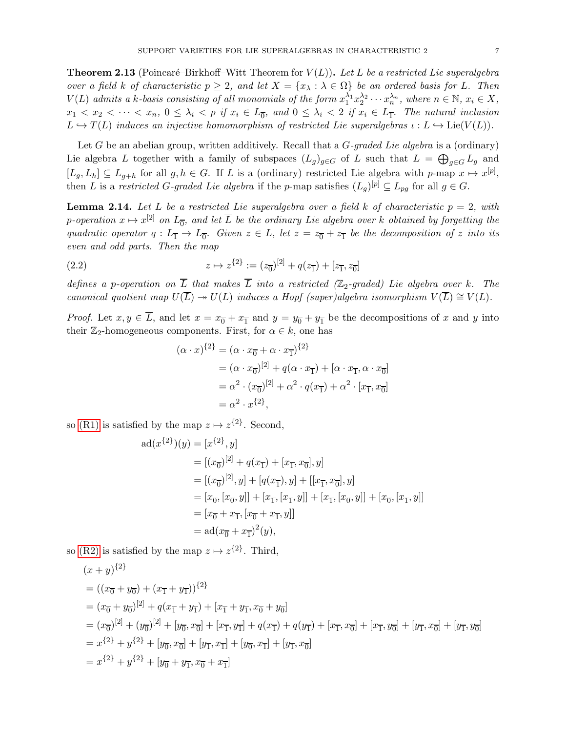**Theorem 2.13** (Poincaré–Birkhoff–Witt Theorem for $V(L)$)**.** *Let $L$ be a restricted Lie superalgebra over a field $k$ of characteristic $p \geq 2$, and let $X = \{x_\lambda : \lambda \in \Omega\}$ be an ordered basis for $L$. Then $V(L)$ admits a $k$-basis consisting of all monomials of the form $x_1^{\lambda_1} x_2^{\lambda_2} \cdots x_n^{\lambda_n}$, where $n \in \mathbb{N}$, $x_i \in X$, $x_1 < x_2 < \cdots < x_n$, $0 \leq \lambda_i < p$ if $x_i \in L_{\overline{0}}$, and $0 \leq \lambda_i < 2$ if $x_i \in L_{\overline{1}}$. The natural inclusion $L \hookrightarrow T(L)$ induces an injective homomorphism of restricted Lie superalgebras $\iota : L \hookrightarrow \operatorname{Lie}(V(L))$.*

Let $G$ be an abelian group, written additively. Recall that a *$G$-graded Lie algebra* is a (ordinary) Lie algebra $L$ together with a family of subspaces $(L_g)_{g \in G}$ of $L$ such that $L = \bigoplus_{g \in G} L_g$ and $[L_g, L_h] \subseteq L_{g+h}$ for all $g, h \in G$. If $L$ is a (ordinary) restricted Lie algebra with $p$-map $x \mapsto x^{[p]}$, then $L$ is a *restricted $G$-graded Lie algebra* if the $p$-map satisfies $(L_g)^{[p]} \subseteq L_{pg}$ for all $g \in G$.

**Lemma 2.14.** *Let $L$ be a restricted Lie superalgebra over a field $k$ of characteristic $p = 2$, with $p$-operation $x \mapsto x^{[2]}$ on $L_{\overline{0}}$, and let $\overline{L}$ be the ordinary Lie algebra over $k$ obtained by forgetting the quadratic operator $q : L_{\overline{1}} \to L_{\overline{0}}$. Given $z \in L$, let $z = z_{\overline{0}} + z_{\overline{1}}$ be the decomposition of $z$ into its even and odd parts. Then the map*

$$z \mapsto z^{\{2\}} := (z_{\overline{0}})^{[2]} + q(z_{\overline{1}}) + [z_{\overline{1}}, z_{\overline{0}}] \tag{2.2}$$

*defines a $p$-operation on $\overline{L}$ that makes $\overline{L}$ into a restricted ($\mathbb{Z}_2$-graded) Lie algebra over $k$. The canonical quotient map $U(\overline{L}) \twoheadrightarrow U(L)$ induces a Hopf (super)algebra isomorphism $V(\overline{L}) \cong V(L)$.*

*Proof.* Let $x, y \in \overline{L}$, and let $x = x_{\overline{0}} + x_{\overline{1}}$ and $y = y_{\overline{0}} + y_{\overline{1}}$ be the decompositions of $x$ and $y$ into their $\mathbb{Z}_2$-homogeneous components. First, for $\alpha \in k$, one has

$$\begin{aligned}
(\alpha \cdot x)^{\{2\}} &= (\alpha \cdot x_{\overline{0}} + \alpha \cdot x_{\overline{1}})^{\{2\}} \\
&= (\alpha \cdot x_{\overline{0}})^{[2]} + q(\alpha \cdot x_{\overline{1}}) + [\alpha \cdot x_{\overline{1}}, \alpha \cdot x_{\overline{0}}] \\
&= \alpha^2 \cdot (x_{\overline{0}})^{[2]} + \alpha^2 \cdot q(x_{\overline{1}}) + \alpha^2 \cdot [x_{\overline{1}}, x_{\overline{0}}] \\
&= \alpha^2 \cdot x^{\{2\}},
\end{aligned}$$

so (R1) is satisfied by the map $z \mapsto z^{\{2\}}$. Second,

$$\begin{aligned}
\operatorname{ad}(x^{\{2\}})(y) &= [x^{\{2\}}, y] \\
&= [(x_{\overline{0}})^{[2]} + q(x_{\overline{1}}) + [x_{\overline{1}}, x_{\overline{0}}], y] \\
&= [(x_{\overline{0}})^{[2]}, y] + [q(x_{\overline{1}}), y] + [[x_{\overline{1}}, x_{\overline{0}}], y] \\
&= [x_{\overline{0}}, [x_{\overline{0}}, y]] + [x_{\overline{1}}, [x_{\overline{1}}, y]] + [x_{\overline{1}}, [x_{\overline{0}}, y]] + [x_{\overline{0}}, [x_{\overline{1}}, y]] \\
&= [x_{\overline{0}} + x_{\overline{1}}, [x_{\overline{0}} + x_{\overline{1}}, y]] \\
&= \operatorname{ad}(x_{\overline{0}} + x_{\overline{1}})^2(y),
\end{aligned}$$

so (R2) is satisfied by the map $z \mapsto z^{\{2\}}$. Third,

$$\begin{aligned}
&(x + y)^{\{2\}} \\
&= ((x_{\overline{0}} + y_{\overline{0}}) + (x_{\overline{1}} + y_{\overline{1}}))^{\{2\}} \\
&= (x_{\overline{0}} + y_{\overline{0}})^{[2]} + q(x_{\overline{1}} + y_{\overline{1}}) + [x_{\overline{1}} + y_{\overline{1}}, x_{\overline{0}} + y_{\overline{0}}] \\
&= (x_{\overline{0}})^{[2]} + (y_{\overline{0}})^{[2]} + [y_{\overline{0}}, x_{\overline{0}}] + [x_{\overline{1}}, y_{\overline{1}}] + q(x_{\overline{1}}) + q(y_{\overline{1}}) + [x_{\overline{1}}, x_{\overline{0}}] + [x_{\overline{1}}, y_{\overline{0}}] + [y_{\overline{1}}, x_{\overline{0}}] + [y_{\overline{1}}, y_{\overline{0}}] \\
&= x^{\{2\}} + y^{\{2\}} + [y_{\overline{0}}, x_{\overline{0}}] + [y_{\overline{1}}, x_{\overline{1}}] + [y_{\overline{0}}, x_{\overline{1}}] + [y_{\overline{1}}, x_{\overline{0}}] \\
&= x^{\{2\}} + y^{\{2\}} + [y_{\overline{0}} + y_{\overline{1}}, x_{\overline{0}} + x_{\overline{1}}]
\end{aligned}$$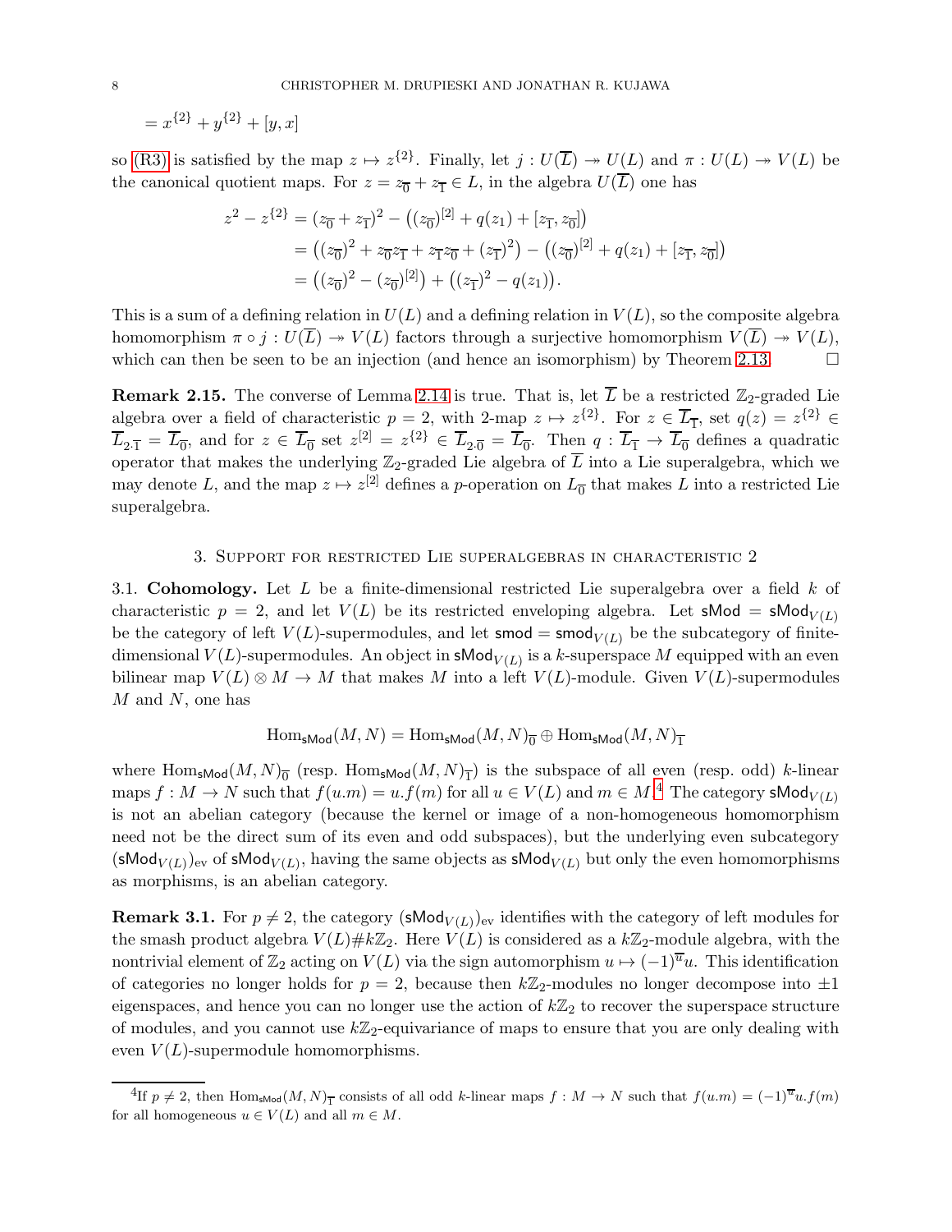$$= x^{\{2\}} + y^{\{2\}} + [y, x]$$

so (R3) is satisfied by the map $z \mapsto z^{\{2\}}$. Finally, let $j : U(\overline{L}) \twoheadrightarrow U(L)$ and $\pi : U(L) \twoheadrightarrow V(L)$ be the canonical quotient maps. For $z = z_{\overline{0}} + z_{\overline{1}} \in L$, in the algebra $U(\overline{L})$ one has

$$\begin{aligned}
z^2 - z^{\{2\}} &= (z_{\overline{0}} + z_{\overline{1}})^2 - \left((z_{\overline{0}})^{[2]} + q(z_1) + [z_{\overline{1}}, z_{\overline{0}}]\right) \\
&= \left((z_{\overline{0}})^2 + z_{\overline{0}} z_{\overline{1}} + z_{\overline{1}} z_{\overline{0}} + (z_{\overline{1}})^2\right) - \left((z_{\overline{0}})^{[2]} + q(z_1) + [z_{\overline{1}}, z_{\overline{0}}]\right) \\
&= \left((z_{\overline{0}})^2 - (z_{\overline{0}})^{[2]}\right) + \left((z_{\overline{1}})^2 - q(z_1)\right).
\end{aligned}$$

This is a sum of a defining relation in $U(L)$ and a defining relation in $V(L)$, so the composite algebra homomorphism $\pi \circ j : U(\overline{L}) \twoheadrightarrow V(L)$ factors through a surjective homomorphism $V(\overline{L}) \twoheadrightarrow V(L)$, which can then be seen to be an injection (and hence an isomorphism) by Theorem 2.13. $\square$

**Remark 2.15.** The converse of Lemma 2.14 is true. That is, let $\overline{L}$ be a restricted $\mathbb{Z}_2$-graded Lie algebra over a field of characteristic $p = 2$, with 2-map $z \mapsto z^{\{2\}}$. For $z \in \overline{L}_{\overline{1}}$, set $q(z) = z^{\{2\}} \in \overline{L}_{2 \cdot \overline{1}} = \overline{L}_{\overline{0}}$, and for $z \in \overline{L}_{\overline{0}}$ set $z^{[2]} = z^{\{2\}} \in \overline{L}_{2 \cdot \overline{0}} = \overline{L}_{\overline{0}}$. Then $q : \overline{L}_{\overline{1}} \to \overline{L}_{\overline{0}}$ defines a quadratic operator that makes the underlying $\mathbb{Z}_2$-graded Lie algebra of $\overline{L}$ into a Lie superalgebra, which we may denote $L$, and the map $z \mapsto z^{[2]}$ defines a $p$-operation on $L_{\overline{0}}$ that makes $L$ into a restricted Lie superalgebra.

## 3. Support for restricted Lie superalgebras in characteristic 2

3.1. **Cohomology.** Let $L$ be a finite-dimensional restricted Lie superalgebra over a field $k$ of characteristic $p = 2$, and let $V(L)$ be its restricted enveloping algebra. Let $\mathsf{sMod} = \mathsf{sMod}_{V(L)}$ be the category of left $V(L)$-supermodules, and let $\mathsf{smod} = \mathsf{smod}_{V(L)}$ be the subcategory of finite-dimensional $V(L)$-supermodules. An object in $\mathsf{sMod}_{V(L)}$ is a $k$-superspace $M$ equipped with an even bilinear map $V(L) \otimes M \to M$ that makes $M$ into a left $V(L)$-module. Given $V(L)$-supermodules $M$ and $N$, one has

$$\operatorname{Hom}_{\mathsf{sMod}}(M, N) = \operatorname{Hom}_{\mathsf{sMod}}(M, N)_{\overline{0}} \oplus \operatorname{Hom}_{\mathsf{sMod}}(M, N)_{\overline{1}}$$

where $\operatorname{Hom}_{\mathsf{sMod}}(M, N)_{\overline{0}}$ (resp. $\operatorname{Hom}_{\mathsf{sMod}}(M, N)_{\overline{1}}$) is the subspace of all even (resp. odd) $k$-linear maps $f : M \to N$ such that $f(u.m) = u.f(m)$ for all $u \in V(L)$ and $m \in M$.[4] The category $\mathsf{sMod}_{V(L)}$ is not an abelian category (because the kernel or image of a non-homogeneous homomorphism need not be the direct sum of its even and odd subspaces), but the underlying even subcategory $(\mathsf{sMod}_{V(L)})_{\mathrm{ev}}$ of $\mathsf{sMod}_{V(L)}$, having the same objects as $\mathsf{sMod}_{V(L)}$ but only the even homomorphisms as morphisms, is an abelian category.

**Remark 3.1.** For $p \neq 2$, the category $(\mathsf{sMod}_{V(L)})_{\mathrm{ev}}$ identifies with the category of left modules for the smash product algebra $V(L) \# k\mathbb{Z}_2$. Here $V(L)$ is considered as a $k\mathbb{Z}_2$-module algebra, with the nontrivial element of $\mathbb{Z}_2$ acting on $V(L)$ via the sign automorphism $u \mapsto (-1)^{\overline{u}} u$. This identification of categories no longer holds for $p = 2$, because then $k\mathbb{Z}_2$-modules no longer decompose into $\pm 1$ eigenspaces, and hence you can no longer use the action of $k\mathbb{Z}_2$ to recover the superspace structure of modules, and you cannot use $k\mathbb{Z}_2$-equivariance of maps to ensure that you are only dealing with even $V(L)$-supermodule homomorphisms.

---

[4] If $p \neq 2$, then $\operatorname{Hom}_{\mathsf{sMod}}(M, N)_{\overline{1}}$ consists of all odd $k$-linear maps $f : M \to N$ such that $f(u.m) = (-1)^{\overline{u}} u.f(m)$ for all homogeneous $u \in V(L)$ and all $m \in M$.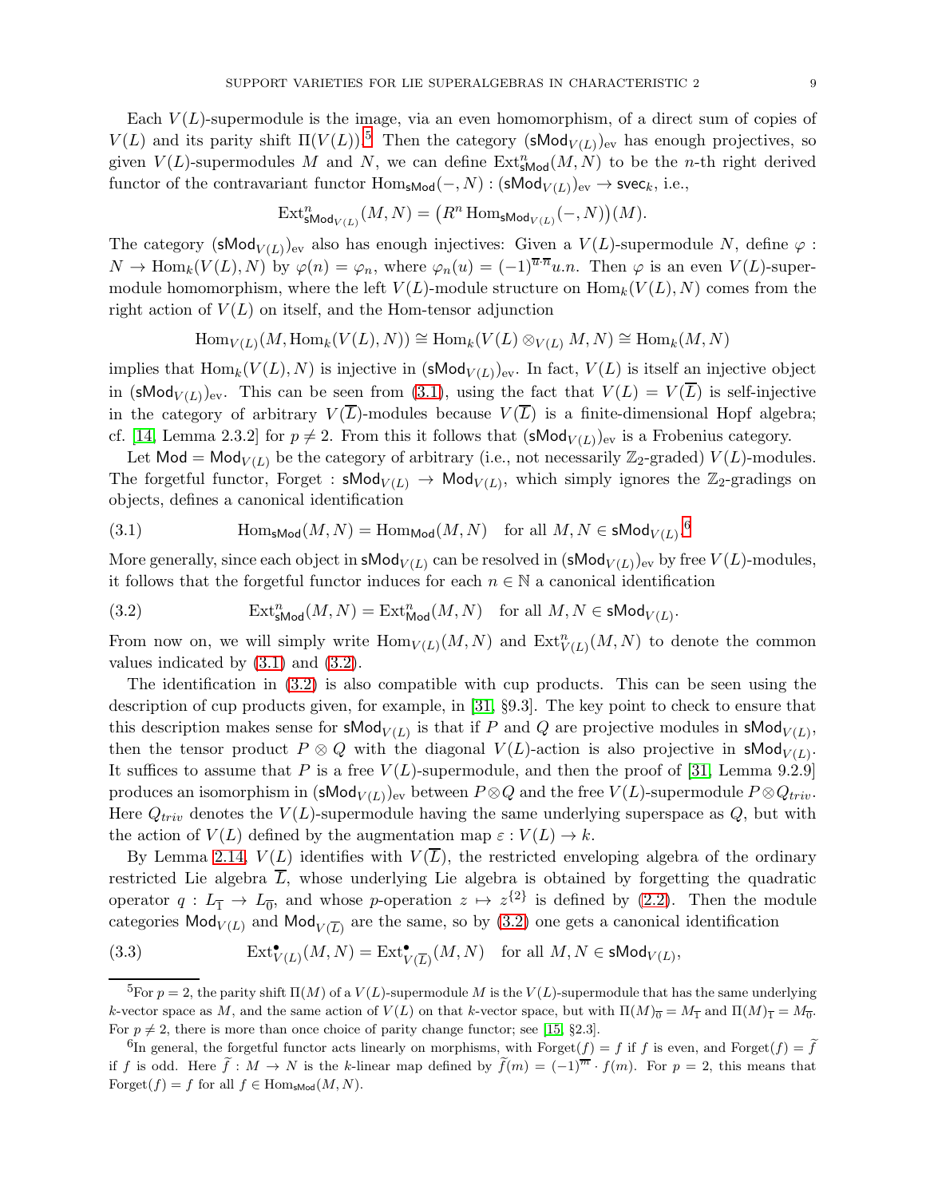Each $V(L)$-supermodule is the image, via an even homomorphism, of a direct sum of copies of $V(L)$ and its parity shift $\Pi(V(L))$.[5] Then the category $(\mathsf{sMod}_{V(L)})_{\mathrm{ev}}$ has enough projectives, so given $V(L)$-supermodules $M$ and $N$, we can define $\mathrm{Ext}^n_{\mathsf{sMod}}(M,N)$ to be the $n$-th right derived functor of the contravariant functor $\mathrm{Hom}_{\mathsf{sMod}}(-,N) : (\mathsf{sMod}_{V(L)})_{\mathrm{ev}} \to \mathsf{svec}_k$, i.e.,

$$\mathrm{Ext}^n_{\mathsf{sMod}_{V(L)}}(M,N) = \big(R^n \mathrm{Hom}_{\mathsf{sMod}_{V(L)}}(-,N)\big)(M).$$

The category $(\mathsf{sMod}_{V(L)})_{\mathrm{ev}}$ also has enough injectives: Given a $V(L)$-supermodule $N$, define $\varphi : N \to \mathrm{Hom}_k(V(L),N)$ by $\varphi(n) = \varphi_n$, where $\varphi_n(u) = (-1)^{\overline{u}\cdot\overline{n}} u.n$. Then $\varphi$ is an even $V(L)$-supermodule homomorphism, where the left $V(L)$-module structure on $\mathrm{Hom}_k(V(L),N)$ comes from the right action of $V(L)$ on itself, and the Hom-tensor adjunction

$$\mathrm{Hom}_{V(L)}(M, \mathrm{Hom}_k(V(L),N)) \cong \mathrm{Hom}_k(V(L) \otimes_{V(L)} M, N) \cong \mathrm{Hom}_k(M,N)$$

implies that $\mathrm{Hom}_k(V(L),N)$ is injective in $(\mathsf{sMod}_{V(L)})_{\mathrm{ev}}$. In fact, $V(L)$ is itself an injective object in $(\mathsf{sMod}_{V(L)})_{\mathrm{ev}}$. This can be seen from (3.1), using the fact that $V(L) = V(\overline{L})$ is self-injective in the category of arbitrary $V(\overline{L})$-modules because $V(\overline{L})$ is a finite-dimensional Hopf algebra; cf. [14, Lemma 2.3.2] for $p \neq 2$. From this it follows that $(\mathsf{sMod}_{V(L)})_{\mathrm{ev}}$ is a Frobenius category.

Let $\mathsf{Mod} = \mathsf{Mod}_{V(L)}$ be the category of arbitrary (i.e., not necessarily $\mathbb{Z}_2$-graded) $V(L)$-modules. The forgetful functor, $\mathrm{Forget} : \mathsf{sMod}_{V(L)} \to \mathsf{Mod}_{V(L)}$, which simply ignores the $\mathbb{Z}_2$-gradings on objects, defines a canonical identification

$$\mathrm{Hom}_{\mathsf{sMod}}(M,N) = \mathrm{Hom}_{\mathsf{Mod}}(M,N) \quad \text{for all } M,N \in \mathsf{sMod}_{V(L)}.\text{[6]} \tag{3.1}$$

More generally, since each object in $\mathsf{sMod}_{V(L)}$ can be resolved in $(\mathsf{sMod}_{V(L)})_{\mathrm{ev}}$ by free $V(L)$-modules, it follows that the forgetful functor induces for each $n \in \mathbb{N}$ a canonical identification

$$\mathrm{Ext}^n_{\mathsf{sMod}}(M,N) = \mathrm{Ext}^n_{\mathsf{Mod}}(M,N) \quad \text{for all } M,N \in \mathsf{sMod}_{V(L)}. \tag{3.2}$$

From now on, we will simply write $\mathrm{Hom}_{V(L)}(M,N)$ and $\mathrm{Ext}^n_{V(L)}(M,N)$ to denote the common values indicated by (3.1) and (3.2).

The identification in (3.2) is also compatible with cup products. This can be seen using the description of cup products given, for example, in [31, §9.3]. The key point to check to ensure that this description makes sense for $\mathsf{sMod}_{V(L)}$ is that if $P$ and $Q$ are projective modules in $\mathsf{sMod}_{V(L)}$, then the tensor product $P \otimes Q$ with the diagonal $V(L)$-action is also projective in $\mathsf{sMod}_{V(L)}$. It suffices to assume that $P$ is a free $V(L)$-supermodule, and then the proof of [31, Lemma 9.2.9] produces an isomorphism in $(\mathsf{sMod}_{V(L)})_{\mathrm{ev}}$ between $P \otimes Q$ and the free $V(L)$-supermodule $P \otimes Q_{triv}$. Here $Q_{triv}$ denotes the $V(L)$-supermodule having the same underlying superspace as $Q$, but with the action of $V(L)$ defined by the augmentation map $\varepsilon : V(L) \to k$.

By Lemma 2.14, $V(L)$ identifies with $V(\overline{L})$, the restricted enveloping algebra of the ordinary restricted Lie algebra $\overline{L}$, whose underlying Lie algebra is obtained by forgetting the quadratic operator $q : L_{\overline{1}} \to L_{\overline{0}}$, and whose $p$-operation $z \mapsto z^{\{2\}}$ is defined by (2.2). Then the module categories $\mathsf{Mod}_{V(L)}$ and $\mathsf{Mod}_{V(\overline{L})}$ are the same, so by (3.2) one gets a canonical identification

$$\mathrm{Ext}^\bullet_{V(L)}(M,N) = \mathrm{Ext}^\bullet_{V(\overline{L})}(M,N) \quad \text{for all } M,N \in \mathsf{sMod}_{V(L)}, \tag{3.3}$$

---

[5] For $p = 2$, the parity shift $\Pi(M)$ of a $V(L)$-supermodule $M$ is the $V(L)$-supermodule that has the same underlying $k$-vector space as $M$, and the same action of $V(L)$ on that $k$-vector space, but with $\Pi(M)_{\overline{0}} = M_{\overline{1}}$ and $\Pi(M)_{\overline{1}} = M_{\overline{0}}$. For $p \neq 2$, there is more than once choice of parity change functor; see [15, §2.3].

[6] In general, the forgetful functor acts linearly on morphisms, with $\mathrm{Forget}(f) = f$ if $f$ is even, and $\mathrm{Forget}(f) = \widetilde{f}$ if $f$ is odd. Here $\widetilde{f} : M \to N$ is the $k$-linear map defined by $\widetilde{f}(m) = (-1)^{\overline{m}} \cdot f(m)$. For $p = 2$, this means that $\mathrm{Forget}(f) = f$ for all $f \in \mathrm{Hom}_{\mathsf{sMod}}(M,N)$.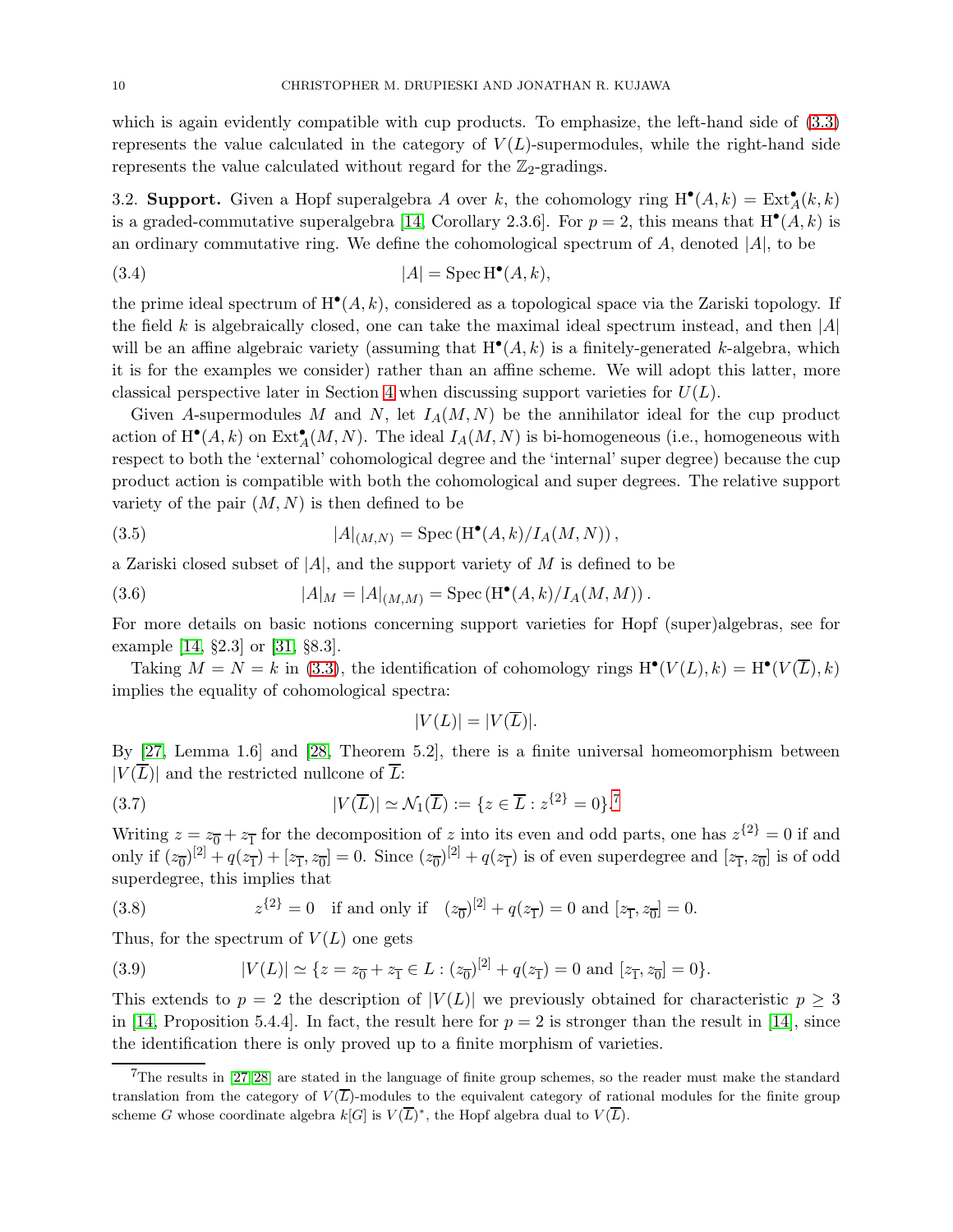which is again evidently compatible with cup products. To emphasize, the left-hand side of (3.3) represents the value calculated in the category of $V(L)$-supermodules, while the right-hand side represents the value calculated without regard for the $\mathbb{Z}_2$-gradings.

### 3.2. Support.

Given a Hopf superalgebra $A$ over $k$, the cohomology ring $\mathrm{H}^\bullet(A,k) = \mathrm{Ext}_A^\bullet(k,k)$ is a graded-commutative superalgebra [14, Corollary 2.3.6]. For $p = 2$, this means that $\mathrm{H}^\bullet(A,k)$ is an ordinary commutative ring. We define the cohomological spectrum of $A$, denoted $|A|$, to be

$$|A| = \operatorname{Spec} \mathrm{H}^\bullet(A,k), \tag{3.4}$$

the prime ideal spectrum of $\mathrm{H}^\bullet(A,k)$, considered as a topological space via the Zariski topology. If the field $k$ is algebraically closed, one can take the maximal ideal spectrum instead, and then $|A|$ will be an affine algebraic variety (assuming that $\mathrm{H}^\bullet(A,k)$ is a finitely-generated $k$-algebra, which it is for the examples we consider) rather than an affine scheme. We will adopt this latter, more classical perspective later in Section 4 when discussing support varieties for $U(L)$.

Given $A$-supermodules $M$ and $N$, let $I_A(M,N)$ be the annihilator ideal for the cup product action of $\mathrm{H}^\bullet(A,k)$ on $\mathrm{Ext}_A^\bullet(M,N)$. The ideal $I_A(M,N)$ is bi-homogeneous (i.e., homogeneous with respect to both the 'external' cohomological degree and the 'internal' super degree) because the cup product action is compatible with both the cohomological and super degrees. The relative support variety of the pair $(M,N)$ is then defined to be

$$|A|_{(M,N)} = \operatorname{Spec}\left(\mathrm{H}^\bullet(A,k)/I_A(M,N)\right), \tag{3.5}$$

a Zariski closed subset of $|A|$, and the support variety of $M$ is defined to be

$$|A|_M = |A|_{(M,M)} = \operatorname{Spec}\left(\mathrm{H}^\bullet(A,k)/I_A(M,M)\right). \tag{3.6}$$

For more details on basic notions concerning support varieties for Hopf (super)algebras, see for example [14, §2.3] or [31, §8.3].

Taking $M = N = k$ in (3.3), the identification of cohomology rings $\mathrm{H}^\bullet(V(L),k) = \mathrm{H}^\bullet(V(\overline{L}),k)$ implies the equality of cohomological spectra:

$$|V(L)| = |V(\overline{L})|.$$

By [27, Lemma 1.6] and [28, Theorem 5.2], there is a finite universal homeomorphism between $|V(\overline{L})|$ and the restricted nullcone of $\overline{L}$:

$$|V(\overline{L})| \simeq \mathcal{N}_1(\overline{L}) := \{z \in \overline{L} : z^{\{2\}} = 0\}.^7 \tag{3.7}$$

Writing $z = z_{\overline{0}} + z_{\overline{1}}$ for the decomposition of $z$ into its even and odd parts, one has $z^{\{2\}} = 0$ if and only if $(z_{\overline{0}})^{[2]} + q(z_{\overline{1}}) + [z_{\overline{1}}, z_{\overline{0}}] = 0$. Since $(z_{\overline{0}})^{[2]} + q(z_{\overline{1}})$ is of even superdegree and $[z_{\overline{1}}, z_{\overline{0}}]$ is of odd superdegree, this implies that

$$z^{\{2\}} = 0 \quad \text{if and only if} \quad (z_{\overline{0}})^{[2]} + q(z_{\overline{1}}) = 0 \text{ and } [z_{\overline{1}}, z_{\overline{0}}] = 0. \tag{3.8}$$

Thus, for the spectrum of $V(L)$ one gets

$$|V(L)| \simeq \{z = z_{\overline{0}} + z_{\overline{1}} \in L : (z_{\overline{0}})^{[2]} + q(z_{\overline{1}}) = 0 \text{ and } [z_{\overline{1}}, z_{\overline{0}}] = 0\}. \tag{3.9}$$

This extends to $p = 2$ the description of $|V(L)|$ we previously obtained for characteristic $p \geq 3$ in [14, Proposition 5.4.4]. In fact, the result here for $p = 2$ is stronger than the result in [14], since the identification there is only proved up to a finite morphism of varieties.

[7] The results in [27][28] are stated in the language of finite group schemes, so the reader must make the standard translation from the category of $V(\overline{L})$-modules to the equivalent category of rational modules for the finite group scheme $G$ whose coordinate algebra $k[G]$ is $V(\overline{L})^*$, the Hopf algebra dual to $V(\overline{L})$.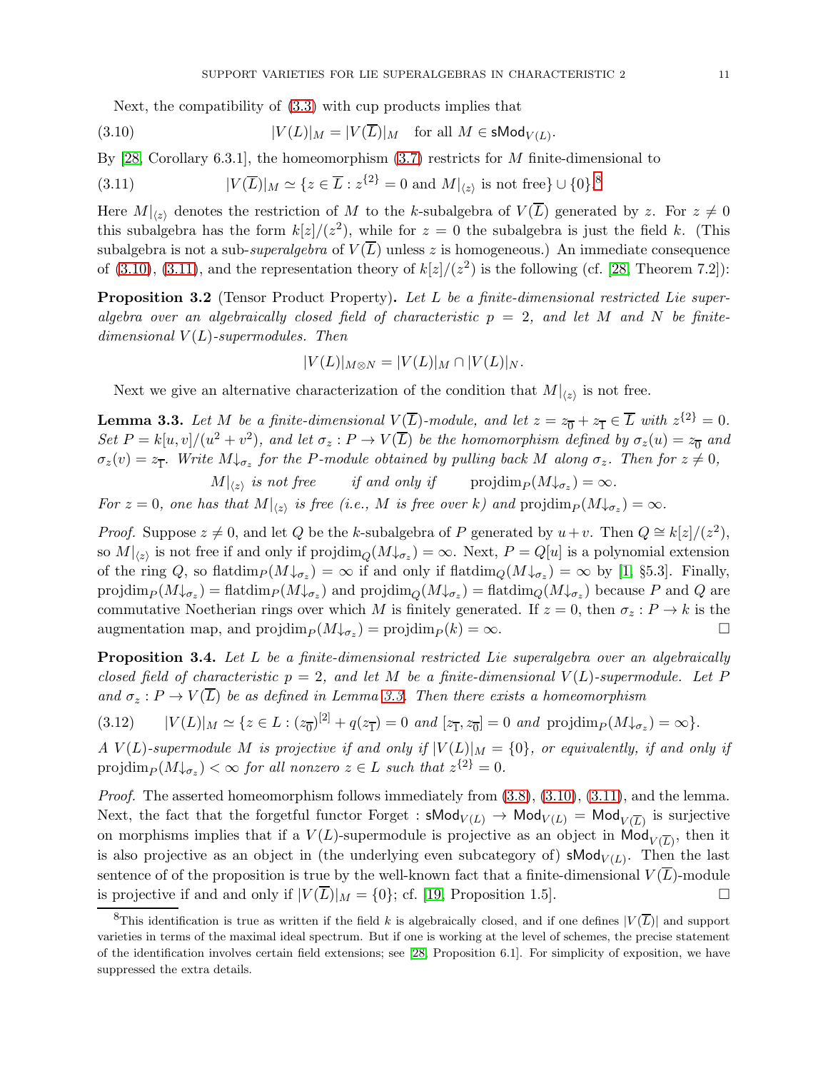Next, the compatibility of (3.3) with cup products implies that

$$|V(L)|_M = |V(\overline{L})|_M \quad \text{for all } M \in \mathsf{sMod}_{V(L)}. \tag{3.10}$$

By [28, Corollary 6.3.1], the homeomorphism (3.7) restricts for $M$ finite-dimensional to

$$|V(\overline{L})|_M \simeq \{z \in \overline{L} : z^{\{2\}} = 0 \text{ and } M|_{\langle z \rangle} \text{ is not free}\} \cup \{0\}.^{8} \tag{3.11}$$

Here $M|_{\langle z \rangle}$ denotes the restriction of $M$ to the $k$-subalgebra of $V(\overline{L})$ generated by $z$. For $z \neq 0$ this subalgebra has the form $k[z]/(z^2)$, while for $z = 0$ the subalgebra is just the field $k$. (This subalgebra is not a sub-*superalgebra* of $V(\overline{L})$ unless $z$ is homogeneous.) An immediate consequence of (3.10), (3.11), and the representation theory of $k[z]/(z^2)$ is the following (cf. [28, Theorem 7.2]):

**Proposition 3.2** (Tensor Product Property)**.** *Let $L$ be a finite-dimensional restricted Lie superalgebra over an algebraically closed field of characteristic $p = 2$, and let $M$ and $N$ be finite-dimensional $V(L)$-supermodules. Then*

$$|V(L)|_{M \otimes N} = |V(L)|_M \cap |V(L)|_N.$$

Next we give an alternative characterization of the condition that $M|_{\langle z \rangle}$ is not free.

**Lemma 3.3.** *Let $M$ be a finite-dimensional $V(\overline{L})$-module, and let $z = z_{\overline{0}} + z_{\overline{1}} \in \overline{L}$ with $z^{\{2\}} = 0$. Set $P = k[u,v]/(u^2 + v^2)$, and let $\sigma_z : P \to V(\overline{L})$ be the homomorphism defined by $\sigma_z(u) = z_{\overline{0}}$ and $\sigma_z(v) = z_{\overline{1}}$. Write $M{\downarrow_{\sigma_z}}$ for the $P$-module obtained by pulling back $M$ along $\sigma_z$. Then for $z \neq 0$,*

$$M|_{\langle z \rangle} \text{ is not free} \qquad \text{if and only if} \qquad \operatorname{projdim}_P(M{\downarrow_{\sigma_z}}) = \infty.$$

*For $z = 0$, one has that $M|_{\langle z \rangle}$ is free (i.e., $M$ is free over $k$) and $\operatorname{projdim}_P(M{\downarrow_{\sigma_z}}) = \infty$.*

*Proof.* Suppose $z \neq 0$, and let $Q$ be the $k$-subalgebra of $P$ generated by $u + v$. Then $Q \cong k[z]/(z^2)$, so $M|_{\langle z \rangle}$ is not free if and only if $\operatorname{projdim}_Q(M{\downarrow_{\sigma_z}}) = \infty$. Next, $P = Q[u]$ is a polynomial extension of the ring $Q$, so $\operatorname{flatdim}_P(M{\downarrow_{\sigma_z}}) = \infty$ if and only if $\operatorname{flatdim}_Q(M{\downarrow_{\sigma_z}}) = \infty$ by [1, §5.3]. Finally, $\operatorname{projdim}_P(M{\downarrow_{\sigma_z}}) = \operatorname{flatdim}_P(M{\downarrow_{\sigma_z}})$ and $\operatorname{projdim}_Q(M{\downarrow_{\sigma_z}}) = \operatorname{flatdim}_Q(M{\downarrow_{\sigma_z}})$ because $P$ and $Q$ are commutative Noetherian rings over which $M$ is finitely generated. If $z = 0$, then $\sigma_z : P \to k$ is the augmentation map, and $\operatorname{projdim}_P(M{\downarrow_{\sigma_z}}) = \operatorname{projdim}_P(k) = \infty$. $\square$

**Proposition 3.4.** *Let $L$ be a finite-dimensional restricted Lie superalgebra over an algebraically closed field of characteristic $p = 2$, and let $M$ be a finite-dimensional $V(L)$-supermodule. Let $P$ and $\sigma_z : P \to V(\overline{L})$ be as defined in Lemma 3.3. Then there exists a homeomorphism*

$$|V(L)|_M \simeq \{z \in L : (z_{\overline{0}})^{[2]} + q(z_{\overline{1}}) = 0 \text{ and } [z_{\overline{1}}, z_{\overline{0}}] = 0 \text{ and } \operatorname{projdim}_P(M{\downarrow_{\sigma_z}}) = \infty\}. \tag{3.12}$$

*A $V(L)$-supermodule $M$ is projective if and only if $|V(L)|_M = \{0\}$, or equivalently, if and only if $\operatorname{projdim}_P(M{\downarrow_{\sigma_z}}) < \infty$ for all nonzero $z \in L$ such that $z^{\{2\}} = 0$.*

*Proof.* The asserted homeomorphism follows immediately from (3.8), (3.10), (3.11), and the lemma. Next, the fact that the forgetful functor Forget : $\mathsf{sMod}_{V(L)} \to \mathsf{Mod}_{V(L)} = \mathsf{Mod}_{V(\overline{L})}$ is surjective on morphisms implies that if a $V(L)$-supermodule is projective as an object in $\mathsf{Mod}_{V(\overline{L})}$, then it is also projective as an object in (the underlying even subcategory of) $\mathsf{sMod}_{V(L)}$. Then the last sentence of of the proposition is true by the well-known fact that a finite-dimensional $V(\overline{L})$-module is projective if and and only if $|V(\overline{L})|_M = \{0\}$; cf. [19, Proposition 1.5]. $\square$

---

[8] This identification is true as written if the field $k$ is algebraically closed, and if one defines $|V(\overline{L})|$ and support varieties in terms of the maximal ideal spectrum. But if one is working at the level of schemes, the precise statement of the identification involves certain field extensions; see [28, Proposition 6.1]. For simplicity of exposition, we have suppressed the extra details.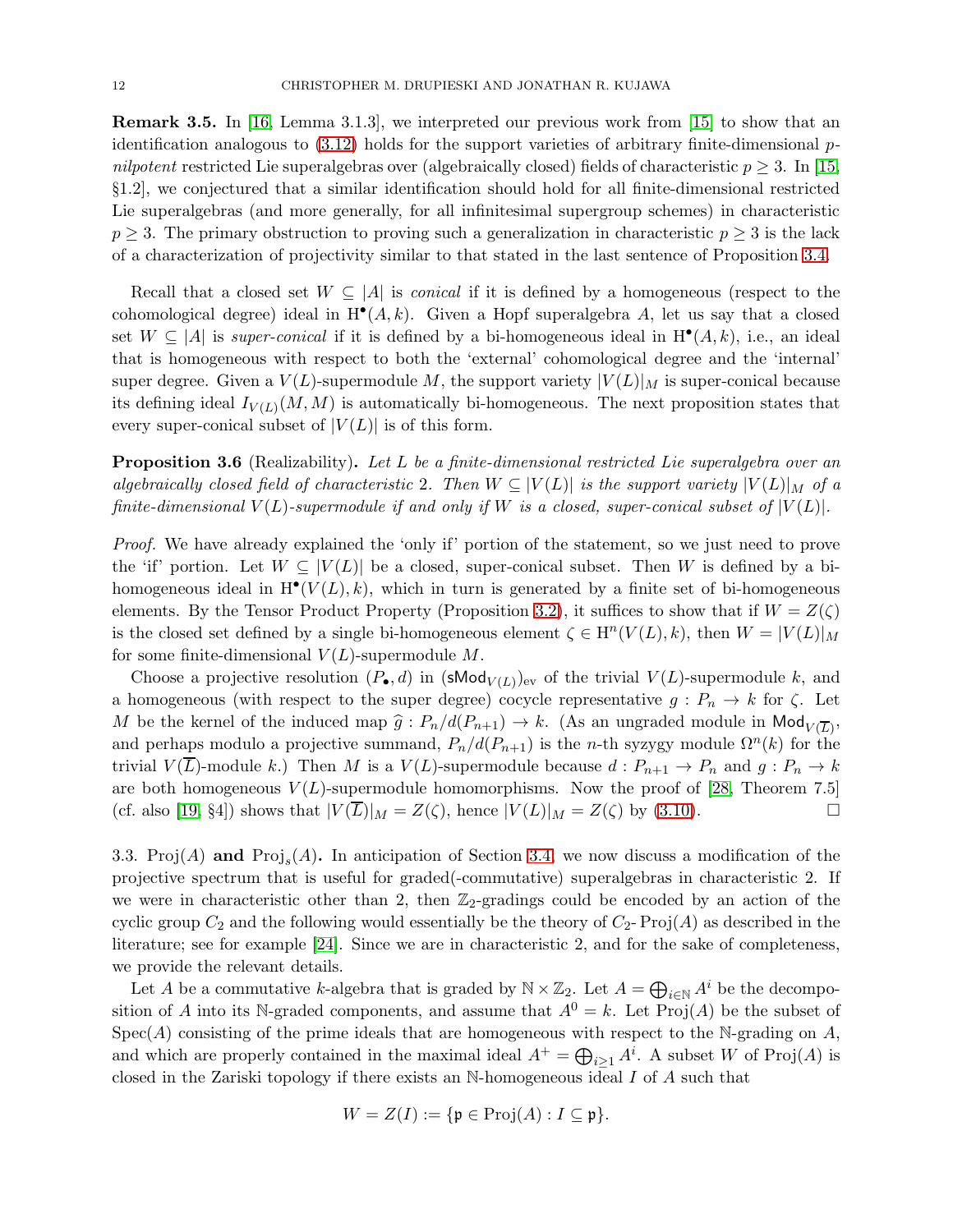**Remark 3.5.** In [16, Lemma 3.1.3], we interpreted our previous work from [15] to show that an identification analogous to (3.12) holds for the support varieties of arbitrary finite-dimensional $p$-*nilpotent* restricted Lie superalgebras over (algebraically closed) fields of characteristic $p \geq 3$. In [15, §1.2], we conjectured that a similar identification should hold for all finite-dimensional restricted Lie superalgebras (and more generally, for all infinitesimal supergroup schemes) in characteristic $p \geq 3$. The primary obstruction to proving such a generalization in characteristic $p \geq 3$ is the lack of a characterization of projectivity similar to that stated in the last sentence of Proposition 3.4.

Recall that a closed set $W \subseteq |A|$ is *conical* if it is defined by a homogeneous (respect to the cohomological degree) ideal in $\mathrm{H}^\bullet(A,k)$. Given a Hopf superalgebra $A$, let us say that a closed set $W \subseteq |A|$ is *super-conical* if it is defined by a bi-homogeneous ideal in $\mathrm{H}^\bullet(A,k)$, i.e., an ideal that is homogeneous with respect to both the 'external' cohomological degree and the 'internal' super degree. Given a $V(L)$-supermodule $M$, the support variety $|V(L)|_M$ is super-conical because its defining ideal $I_{V(L)}(M,M)$ is automatically bi-homogeneous. The next proposition states that every super-conical subset of $|V(L)|$ is of this form.

**Proposition 3.6** (Realizability)**.** *Let $L$ be a finite-dimensional restricted Lie superalgebra over an algebraically closed field of characteristic 2. Then $W \subseteq |V(L)|$ is the support variety $|V(L)|_M$ of a finite-dimensional $V(L)$-supermodule if and only if $W$ is a closed, super-conical subset of $|V(L)|$.*

*Proof.* We have already explained the 'only if' portion of the statement, so we just need to prove the 'if' portion. Let $W \subseteq |V(L)|$ be a closed, super-conical subset. Then $W$ is defined by a bi-homogeneous ideal in $\mathrm{H}^\bullet(V(L),k)$, which in turn is generated by a finite set of bi-homogeneous elements. By the Tensor Product Property (Proposition 3.2), it suffices to show that if $W = Z(\zeta)$ is the closed set defined by a single bi-homogeneous element $\zeta \in \mathrm{H}^n(V(L),k)$, then $W = |V(L)|_M$ for some finite-dimensional $V(L)$-supermodule $M$.

Choose a projective resolution $(P_\bullet, d)$ in $(\mathsf{sMod}_{V(L)})_{\mathrm{ev}}$ of the trivial $V(L)$-supermodule $k$, and a homogeneous (with respect to the super degree) cocycle representative $g : P_n \to k$ for $\zeta$. Let $M$ be the kernel of the induced map $\widehat{g} : P_n/d(P_{n+1}) \to k$. (As an ungraded module in $\mathsf{Mod}_{V(\overline{L})}$, and perhaps modulo a projective summand, $P_n/d(P_{n+1})$ is the $n$-th syzygy module $\Omega^n(k)$ for the trivial $V(\overline{L})$-module $k$.) Then $M$ is a $V(L)$-supermodule because $d : P_{n+1} \to P_n$ and $g : P_n \to k$ are both homogeneous $V(L)$-supermodule homomorphisms. Now the proof of [28, Theorem 7.5] (cf. also [19, §4]) shows that $|V(\overline{L})|_M = Z(\zeta)$, hence $|V(L)|_M = Z(\zeta)$ by (3.10). □

3.3. $\mathrm{Proj}(A)$ **and** $\mathrm{Proj}_s(A)$**.** In anticipation of Section 3.4, we now discuss a modification of the projective spectrum that is useful for graded(-commutative) superalgebras in characteristic 2. If we were in characteristic other than 2, then $\mathbb{Z}_2$-gradings could be encoded by an action of the cyclic group $C_2$ and the following would essentially be the theory of $C_2$-$\mathrm{Proj}(A)$ as described in the literature; see for example [24]. Since we are in characteristic 2, and for the sake of completeness, we provide the relevant details.

Let $A$ be a commutative $k$-algebra that is graded by $\mathbb{N} \times \mathbb{Z}_2$. Let $A = \bigoplus_{i \in \mathbb{N}} A^i$ be the decomposition of $A$ into its $\mathbb{N}$-graded components, and assume that $A^0 = k$. Let $\mathrm{Proj}(A)$ be the subset of $\mathrm{Spec}(A)$ consisting of the prime ideals that are homogeneous with respect to the $\mathbb{N}$-grading on $A$, and which are properly contained in the maximal ideal $A^+ = \bigoplus_{i \geq 1} A^i$. A subset $W$ of $\mathrm{Proj}(A)$ is closed in the Zariski topology if there exists an $\mathbb{N}$-homogeneous ideal $I$ of $A$ such that

$$W = Z(I) := \{\mathfrak{p} \in \mathrm{Proj}(A) : I \subseteq \mathfrak{p}\}.$$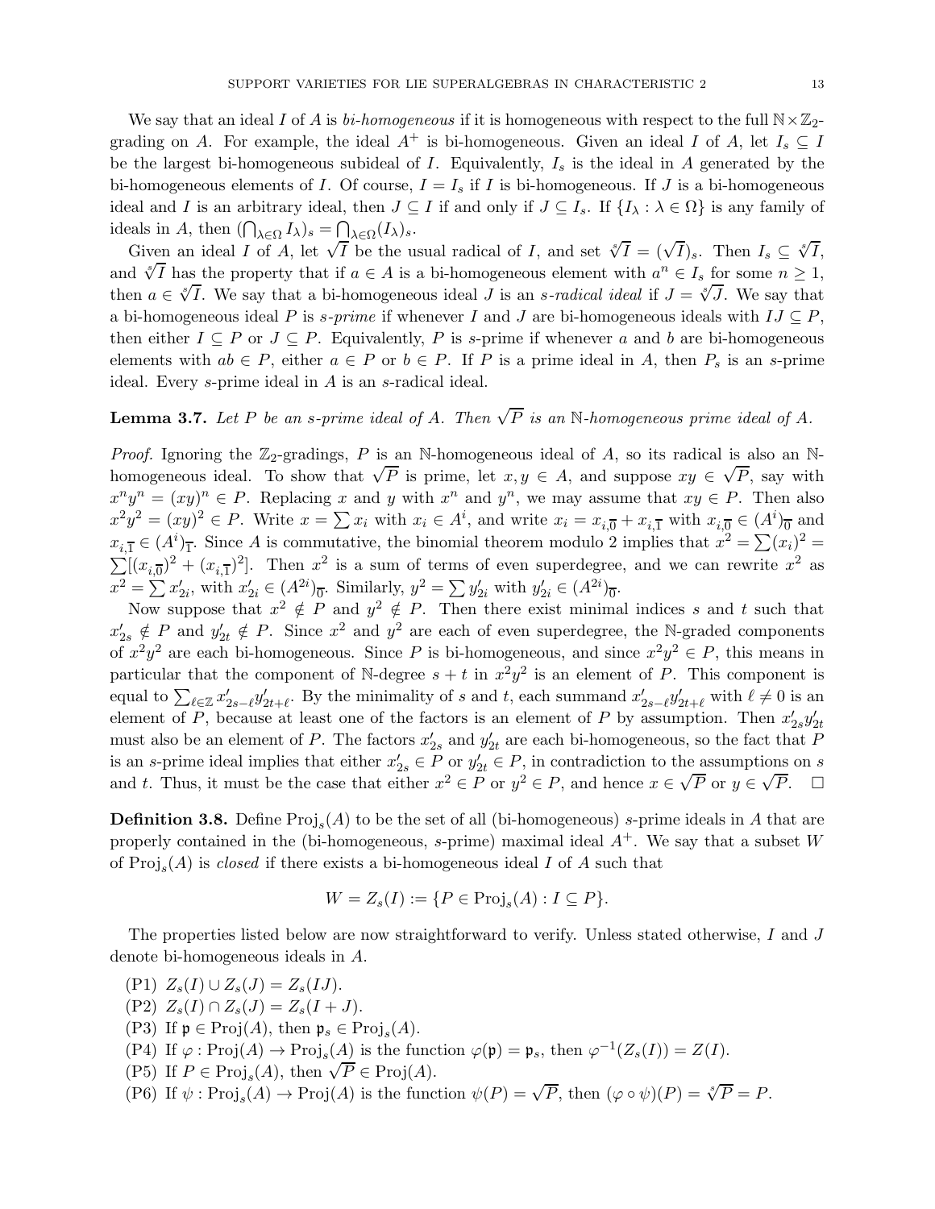We say that an ideal $I$ of $A$ is *bi-homogeneous* if it is homogeneous with respect to the full $\mathbb{N}\times\mathbb{Z}_2$-grading on $A$. For example, the ideal $A^+$ is bi-homogeneous. Given an ideal $I$ of $A$, let $I_s \subseteq I$ be the largest bi-homogeneous subideal of $I$. Equivalently, $I_s$ is the ideal in $A$ generated by the bi-homogeneous elements of $I$. Of course, $I = I_s$ if $I$ is bi-homogeneous. If $J$ is a bi-homogeneous ideal and $I$ is an arbitrary ideal, then $J \subseteq I$ if and only if $J \subseteq I_s$. If $\{I_\lambda : \lambda \in \Omega\}$ is any family of ideals in $A$, then $(\bigcap_{\lambda\in\Omega} I_\lambda)_s = \bigcap_{\lambda\in\Omega}(I_\lambda)_s$.

Given an ideal $I$ of $A$, let $\sqrt{I}$ be the usual radical of $I$, and set $\sqrt[s]{I} = (\sqrt{I})_s$. Then $I_s \subseteq \sqrt[s]{I}$, and $\sqrt[s]{I}$ has the property that if $a \in A$ is a bi-homogeneous element with $a^n \in I_s$ for some $n \geq 1$, then $a \in \sqrt[s]{I}$. We say that a bi-homogeneous ideal $J$ is an *s-radical ideal* if $J = \sqrt[s]{J}$. We say that a bi-homogeneous ideal $P$ is *s-prime* if whenever $I$ and $J$ are bi-homogeneous ideals with $IJ \subseteq P$, then either $I \subseteq P$ or $J \subseteq P$. Equivalently, $P$ is $s$-prime if whenever $a$ and $b$ are bi-homogeneous elements with $ab \in P$, either $a \in P$ or $b \in P$. If $P$ is a prime ideal in $A$, then $P_s$ is an $s$-prime ideal. Every $s$-prime ideal in $A$ is an $s$-radical ideal.

**Lemma 3.7.** *Let $P$ be an s-prime ideal of $A$. Then $\sqrt{P}$ is an $\mathbb{N}$-homogeneous prime ideal of $A$.*

*Proof.* Ignoring the $\mathbb{Z}_2$-gradings, $P$ is an $\mathbb{N}$-homogeneous ideal of $A$, so its radical is also an $\mathbb{N}$-homogeneous ideal. To show that $\sqrt{P}$ is prime, let $x, y \in A$, and suppose $xy \in \sqrt{P}$, say with $x^n y^n = (xy)^n \in P$. Replacing $x$ and $y$ with $x^n$ and $y^n$, we may assume that $xy \in P$. Then also $x^2y^2 = (xy)^2 \in P$. Write $x = \sum x_i$ with $x_i \in A^i$, and write $x_i = x_{i,\overline{0}} + x_{i,\overline{1}}$ with $x_{i,\overline{0}} \in (A^i)_{\overline{0}}$ and $x_{i,\overline{1}} \in (A^i)_{\overline{1}}$. Since $A$ is commutative, the binomial theorem modulo 2 implies that $x^2 = \sum (x_i)^2 = \sum[(x_{i,\overline{0}})^2 + (x_{i,\overline{1}})^2]$. Then $x^2$ is a sum of terms of even superdegree, and we can rewrite $x^2$ as $x^2 = \sum x'_{2i}$, with $x'_{2i} \in (A^{2i})_{\overline{0}}$. Similarly, $y^2 = \sum y'_{2i}$ with $y'_{2i} \in (A^{2i})_{\overline{0}}$.

Now suppose that $x^2 \notin P$ and $y^2 \notin P$. Then there exist minimal indices $s$ and $t$ such that $x'_{2s} \notin P$ and $y'_{2t} \notin P$. Since $x^2$ and $y^2$ are each of even superdegree, the $\mathbb{N}$-graded components of $x^2y^2$ are each bi-homogeneous. Since $P$ is bi-homogeneous, and since $x^2y^2 \in P$, this means in particular that the component of $\mathbb{N}$-degree $s+t$ in $x^2y^2$ is an element of $P$. This component is equal to $\sum_{\ell\in\mathbb{Z}} x'_{2s-\ell}y'_{2t+\ell}$. By the minimality of $s$ and $t$, each summand $x'_{2s-\ell}y'_{2t+\ell}$ with $\ell \neq 0$ is an element of $P$, because at least one of the factors is an element of $P$ by assumption. Then $x'_{2s}y'_{2t}$ must also be an element of $P$. The factors $x'_{2s}$ and $y'_{2t}$ are each bi-homogeneous, so the fact that $P$ is an $s$-prime ideal implies that either $x'_{2s} \in P$ or $y'_{2t} \in P$, in contradiction to the assumptions on $s$ and $t$. Thus, it must be the case that either $x^2 \in P$ or $y^2 \in P$, and hence $x \in \sqrt{P}$ or $y \in \sqrt{P}$. $\square$

**Definition 3.8.** Define $\operatorname{Proj}_s(A)$ to be the set of all (bi-homogeneous) $s$-prime ideals in $A$ that are properly contained in the (bi-homogeneous, $s$-prime) maximal ideal $A^+$. We say that a subset $W$ of $\operatorname{Proj}_s(A)$ is *closed* if there exists a bi-homogeneous ideal $I$ of $A$ such that

$$W = Z_s(I) := \{P \in \operatorname{Proj}_s(A) : I \subseteq P\}.$$

The properties listed below are now straightforward to verify. Unless stated otherwise, $I$ and $J$ denote bi-homogeneous ideals in $A$.

- (P1) $Z_s(I) \cup Z_s(J) = Z_s(IJ)$.
- (P2) $Z_s(I) \cap Z_s(J) = Z_s(I+J)$.
- (P3) If $\mathfrak{p} \in \operatorname{Proj}(A)$, then $\mathfrak{p}_s \in \operatorname{Proj}_s(A)$.
- (P4) If $\varphi : \operatorname{Proj}(A) \to \operatorname{Proj}_s(A)$ is the function $\varphi(\mathfrak{p}) = \mathfrak{p}_s$, then $\varphi^{-1}(Z_s(I)) = Z(I)$.
- (P5) If $P \in \operatorname{Proj}_s(A)$, then $\sqrt{P} \in \operatorname{Proj}(A)$.
- (P6) If $\psi : \operatorname{Proj}_s(A) \to \operatorname{Proj}(A)$ is the function $\psi(P) = \sqrt{P}$, then $(\varphi \circ \psi)(P) = \sqrt[s]{P} = P$.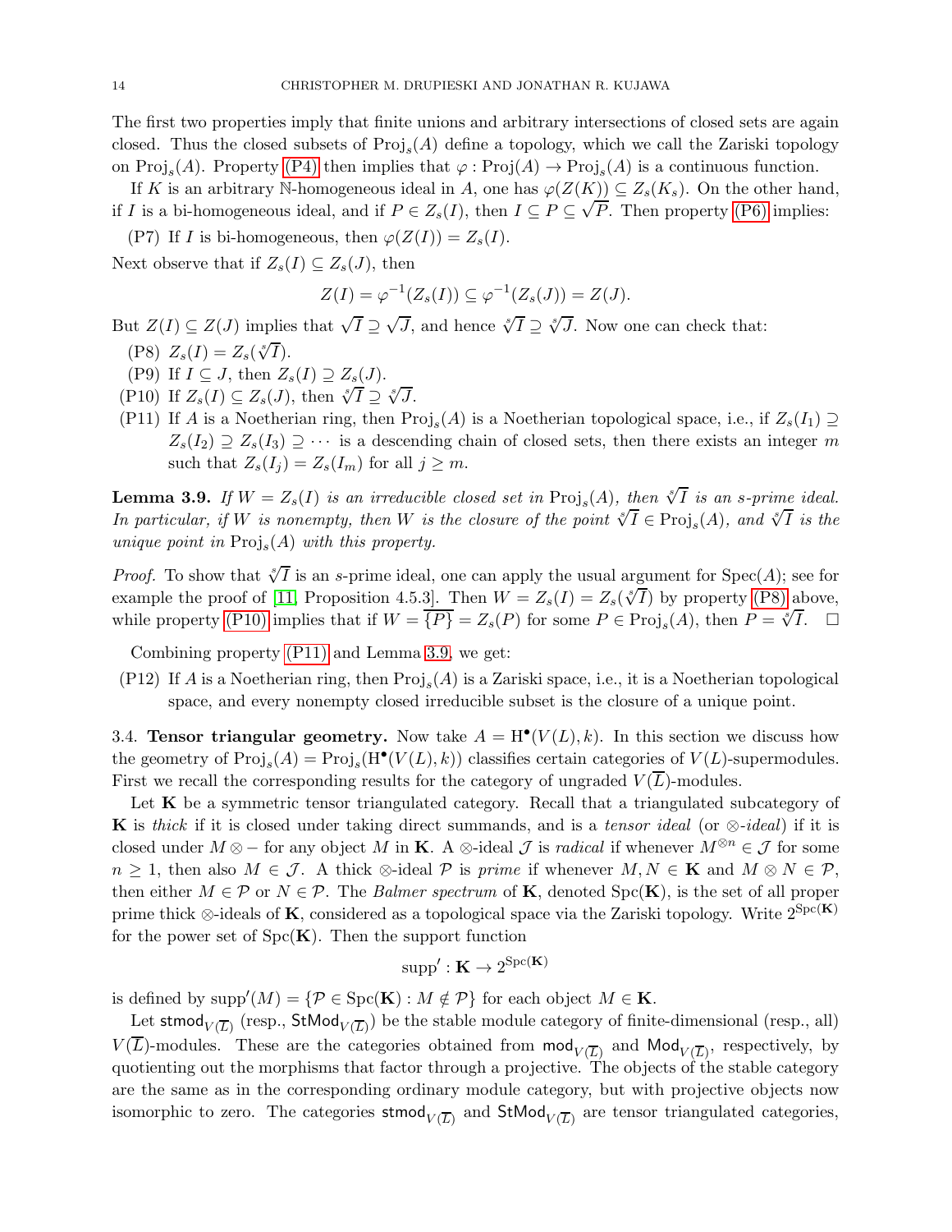The first two properties imply that finite unions and arbitrary intersections of closed sets are again closed. Thus the closed subsets of $\mathrm{Proj}_s(A)$ define a topology, which we call the Zariski topology on $\mathrm{Proj}_s(A)$. Property (P4) then implies that $\varphi : \mathrm{Proj}(A) \to \mathrm{Proj}_s(A)$ is a continuous function.

If $K$ is an arbitrary $\mathbb{N}$-homogeneous ideal in $A$, one has $\varphi(Z(K)) \subseteq Z_s(K_s)$. On the other hand, if $I$ is a bi-homogeneous ideal, and if $P \in Z_s(I)$, then $I \subseteq P \subseteq \sqrt{P}$. Then property (P6) implies:

(P7) If $I$ is bi-homogeneous, then $\varphi(Z(I)) = Z_s(I)$.

Next observe that if $Z_s(I) \subseteq Z_s(J)$, then

$$Z(I) = \varphi^{-1}(Z_s(I)) \subseteq \varphi^{-1}(Z_s(J)) = Z(J).$$

But $Z(I) \subseteq Z(J)$ implies that $\sqrt{I} \supseteq \sqrt{J}$, and hence $\sqrt[s]{I} \supseteq \sqrt[s]{J}$. Now one can check that:

- (P8) $Z_s(I) = Z_s(\sqrt[s]{I})$.
- (P9) If $I \subseteq J$, then $Z_s(I) \supseteq Z_s(J)$.
- (P10) If $Z_s(I) \subseteq Z_s(J)$, then $\sqrt[s]{I} \supseteq \sqrt[s]{J}$.
- (P11) If $A$ is a Noetherian ring, then $\mathrm{Proj}_s(A)$ is a Noetherian topological space, i.e., if $Z_s(I_1) \supseteq Z_s(I_2) \supseteq Z_s(I_3) \supseteq \cdots$ is a descending chain of closed sets, then there exists an integer $m$ such that $Z_s(I_j) = Z_s(I_m)$ for all $j \geq m$.

**Lemma 3.9.** *If $W = Z_s(I)$ is an irreducible closed set in $\mathrm{Proj}_s(A)$, then $\sqrt[s]{I}$ is an $s$-prime ideal. In particular, if $W$ is nonempty, then $W$ is the closure of the point $\sqrt[s]{I} \in \mathrm{Proj}_s(A)$, and $\sqrt[s]{I}$ is the unique point in $\mathrm{Proj}_s(A)$ with this property.*

*Proof.* To show that $\sqrt[s]{I}$ is an $s$-prime ideal, one can apply the usual argument for $\mathrm{Spec}(A)$; see for example the proof of [11, Proposition 4.5.3]. Then $W = Z_s(I) = Z_s(\sqrt[s]{I})$ by property (P8) above, while property (P10) implies that if $W = \overline{\{P\}} = Z_s(P)$ for some $P \in \mathrm{Proj}_s(A)$, then $P = \sqrt[s]{I}$. $\square$

Combining property (P11) and Lemma 3.9, we get:

- (P12) If $A$ is a Noetherian ring, then $\mathrm{Proj}_s(A)$ is a Zariski space, i.e., it is a Noetherian topological space, and every nonempty closed irreducible subset is the closure of a unique point.

## 3.4. Tensor triangular geometry.

Now take $A = \mathrm{H}^\bullet(V(L), k)$. In this section we discuss how the geometry of $\mathrm{Proj}_s(A) = \mathrm{Proj}_s(\mathrm{H}^\bullet(V(L), k))$ classifies certain categories of $V(L)$-supermodules. First we recall the corresponding results for the category of ungraded $V(\overline{L})$-modules.

Let $\mathbf{K}$ be a symmetric tensor triangulated category. Recall that a triangulated subcategory of $\mathbf{K}$ is *thick* if it is closed under taking direct summands, and is a *tensor ideal* (or $\otimes$*-ideal*) if it is closed under $M \otimes -$ for any object $M$ in $\mathbf{K}$. A $\otimes$-ideal $\mathcal{J}$ is *radical* if whenever $M^{\otimes n} \in \mathcal{J}$ for some $n \geq 1$, then also $M \in \mathcal{J}$. A thick $\otimes$-ideal $\mathcal{P}$ is *prime* if whenever $M, N \in \mathbf{K}$ and $M \otimes N \in \mathcal{P}$, then either $M \in \mathcal{P}$ or $N \in \mathcal{P}$. The *Balmer spectrum* of $\mathbf{K}$, denoted $\mathrm{Spc}(\mathbf{K})$, is the set of all proper prime thick $\otimes$-ideals of $\mathbf{K}$, considered as a topological space via the Zariski topology. Write $2^{\mathrm{Spc}(\mathbf{K})}$ for the power set of $\mathrm{Spc}(\mathbf{K})$. Then the support function

$$\mathrm{supp}' : \mathbf{K} \to 2^{\mathrm{Spc}(\mathbf{K})}$$

is defined by $\mathrm{supp}'(M) = \{\mathcal{P} \in \mathrm{Spc}(\mathbf{K}) : M \notin \mathcal{P}\}$ for each object $M \in \mathbf{K}$.

Let $\mathsf{stmod}_{V(\overline{L})}$ (resp., $\mathsf{StMod}_{V(\overline{L})}$) be the stable module category of finite-dimensional (resp., all) $V(\overline{L})$-modules. These are the categories obtained from $\mathsf{mod}_{V(\overline{L})}$ and $\mathsf{Mod}_{V(\overline{L})}$, respectively, by quotienting out the morphisms that factor through a projective. The objects of the stable category are the same as in the corresponding ordinary module category, but with projective objects now isomorphic to zero. The categories $\mathsf{stmod}_{V(\overline{L})}$ and $\mathsf{StMod}_{V(\overline{L})}$ are tensor triangulated categories,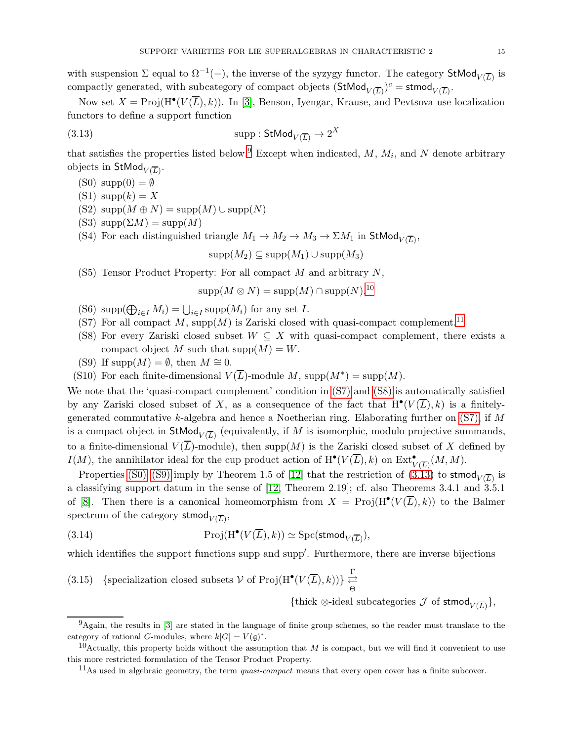with suspension $\Sigma$ equal to $\Omega^{-1}(-)$, the inverse of the syzygy functor. The category $\mathsf{StMod}_{V(\overline{L})}$ is compactly generated, with subcategory of compact objects $(\mathsf{StMod}_{V(\overline{L})})^c = \mathsf{stmod}_{V(\overline{L})}$.

Now set $X = \operatorname{Proj}(\mathrm{H}^\bullet(V(\overline{L}), k))$. In [3], Benson, Iyengar, Krause, and Pevtsova use localization functors to define a support function

$$\operatorname{supp} : \mathsf{StMod}_{V(\overline{L})} \to 2^X \tag{3.13}$$

that satisfies the properties listed below.[9] Except when indicated, $M$, $M_i$, and $N$ denote arbitrary objects in $\mathsf{StMod}_{V(\overline{L})}$.

- (S0) $\operatorname{supp}(0) = \emptyset$
- (S1) $\operatorname{supp}(k) = X$
- (S2) $\operatorname{supp}(M \oplus N) = \operatorname{supp}(M) \cup \operatorname{supp}(N)$
- (S3) $\operatorname{supp}(\Sigma M) = \operatorname{supp}(M)$
- (S4) For each distinguished triangle $M_1 \to M_2 \to M_3 \to \Sigma M_1$ in $\mathsf{StMod}_{V(\overline{L})}$,
$$\operatorname{supp}(M_2) \subseteq \operatorname{supp}(M_1) \cup \operatorname{supp}(M_3)$$
- (S5) Tensor Product Property: For all compact $M$ and arbitrary $N$,
$$\operatorname{supp}(M \otimes N) = \operatorname{supp}(M) \cap \operatorname{supp}(N).$$ [10]
- (S6) $\operatorname{supp}(\bigoplus_{i \in I} M_i) = \bigcup_{i \in I} \operatorname{supp}(M_i)$ for any set $I$.
- (S7) For all compact $M$, $\operatorname{supp}(M)$ is Zariski closed with quasi-compact complement.[11]
- (S8) For every Zariski closed subset $W \subseteq X$ with quasi-compact complement, there exists a compact object $M$ such that $\operatorname{supp}(M) = W$.
- (S9) If $\operatorname{supp}(M) = \emptyset$, then $M \cong 0$.
- (S10) For each finite-dimensional $V(\overline{L})$-module $M$, $\operatorname{supp}(M^*) = \operatorname{supp}(M)$.

We note that the 'quasi-compact complement' condition in (S7) and (S8) is automatically satisfied by any Zariski closed subset of $X$, as a consequence of the fact that $\mathrm{H}^\bullet(V(\overline{L}), k)$ is a finitely-generated commutative $k$-algebra and hence a Noetherian ring. Elaborating further on (S7), if $M$ is a compact object in $\mathsf{StMod}_{V(\overline{L})}$ (equivalently, if $M$ is isomorphic, modulo projective summands, to a finite-dimensional $V(\overline{L})$-module), then $\operatorname{supp}(M)$ is the Zariski closed subset of $X$ defined by $I(M)$, the annihilator ideal for the cup product action of $\mathrm{H}^\bullet(V(\overline{L}), k)$ on $\operatorname{Ext}^\bullet_{V(\overline{L})}(M, M)$.

Properties (S0)–(S9) imply by Theorem 1.5 of [12] that the restriction of (3.13) to $\mathsf{stmod}_{V(\overline{L})}$ is a classifying support datum in the sense of [12, Theorem 2.19]; cf. also Theorems 3.4.1 and 3.5.1 of [8]. Then there is a canonical homeomorphism from $X = \operatorname{Proj}(\mathrm{H}^\bullet(V(\overline{L}), k))$ to the Balmer spectrum of the category $\mathsf{stmod}_{V(\overline{L})}$,

$$\operatorname{Proj}(\mathrm{H}^\bullet(V(\overline{L}), k)) \simeq \operatorname{Spc}(\mathsf{stmod}_{V(\overline{L})}), \tag{3.14}$$

which identifies the support functions supp and supp$'$. Furthermore, there are inverse bijections

$$\{\text{specialization closed subsets } \mathcal{V} \text{ of } \operatorname{Proj}(\mathrm{H}^\bullet(V(\overline{L}), k))\} \underset{\Theta}{\overset{\Gamma}{\rightleftarrows}} \{\text{thick } \otimes\text{-ideal subcategories } \mathcal{J} \text{ of } \mathsf{stmod}_{V(\overline{L})}\}, \tag{3.15}$$

---

[9] Again, the results in [3] are stated in the language of finite group schemes, so the reader must translate to the category of rational $G$-modules, where $k[G] = V(\mathfrak{g})^*$.

[10] Actually, this property holds without the assumption that $M$ is compact, but we will find it convenient to use this more restricted formulation of the Tensor Product Property.

[11] As used in algebraic geometry, the term *quasi-compact* means that every open cover has a finite subcover.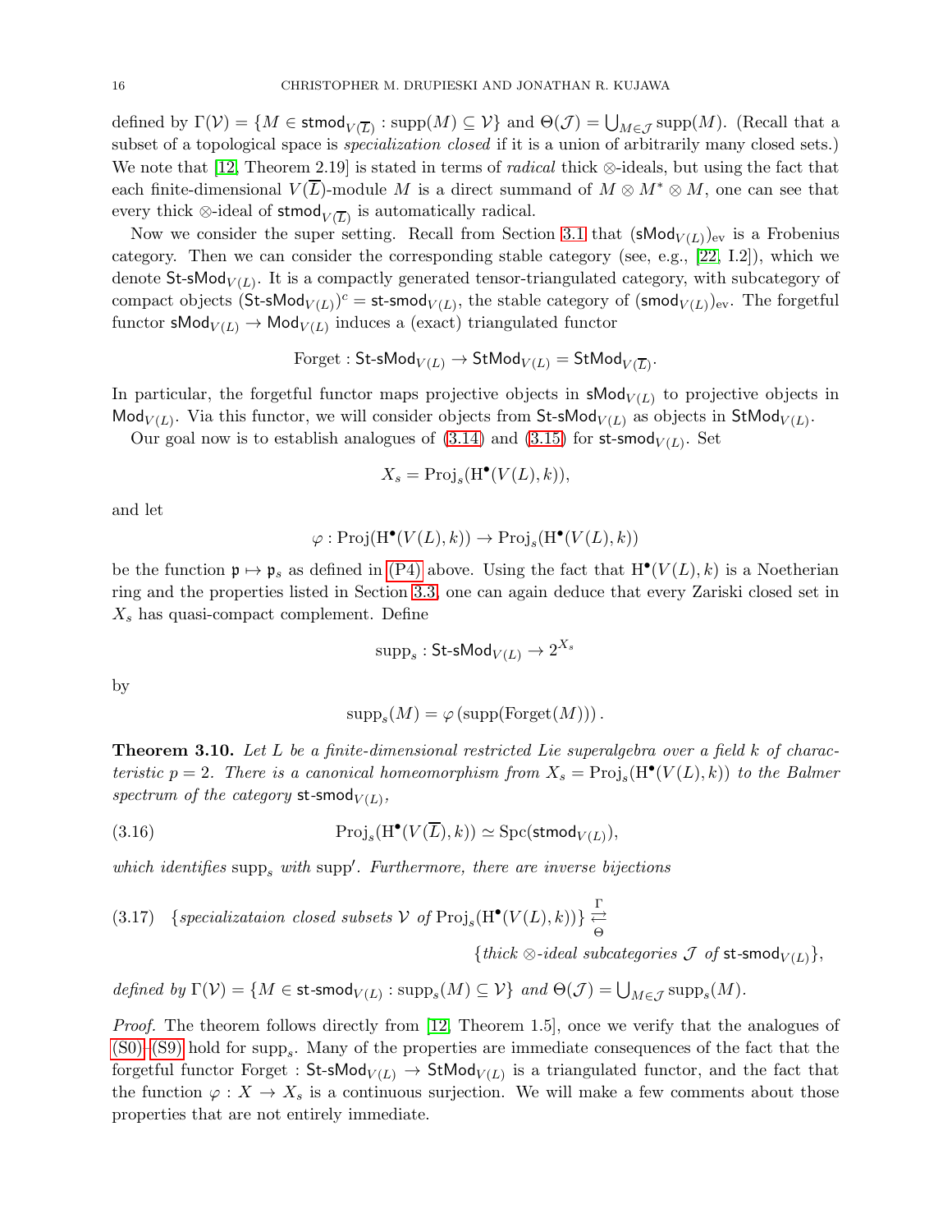defined by $\Gamma(\mathcal{V}) = \{M \in \mathsf{stmod}_{V(\overline{L})} : \operatorname{supp}(M) \subseteq \mathcal{V}\}$ and $\Theta(\mathcal{J}) = \bigcup_{M \in \mathcal{J}} \operatorname{supp}(M)$. (Recall that a subset of a topological space is *specialization closed* if it is a union of arbitrarily many closed sets.) We note that [12, Theorem 2.19] is stated in terms of *radical* thick $\otimes$-ideals, but using the fact that each finite-dimensional $V(\overline{L})$-module $M$ is a direct summand of $M \otimes M^* \otimes M$, one can see that every thick $\otimes$-ideal of $\mathsf{stmod}_{V(\overline{L})}$ is automatically radical.

Now we consider the super setting. Recall from Section 3.1 that $(\mathsf{sMod}_{V(L)})_{\mathrm{ev}}$ is a Frobenius category. Then we can consider the corresponding stable category (see, e.g., [22, I.2]), which we denote $\mathsf{St\text{-}sMod}_{V(L)}$. It is a compactly generated tensor-triangulated category, with subcategory of compact objects $(\mathsf{St\text{-}sMod}_{V(L)})^c = \mathsf{st\text{-}smod}_{V(L)}$, the stable category of $(\mathsf{smod}_{V(L)})_{\mathrm{ev}}$. The forgetful functor $\mathsf{sMod}_{V(L)} \to \mathsf{Mod}_{V(L)}$ induces a (exact) triangulated functor

$$\mathrm{Forget} : \mathsf{St\text{-}sMod}_{V(L)} \to \mathsf{StMod}_{V(L)} = \mathsf{StMod}_{V(\overline{L})}.$$

In particular, the forgetful functor maps projective objects in $\mathsf{sMod}_{V(L)}$ to projective objects in $\mathsf{Mod}_{V(L)}$. Via this functor, we will consider objects from $\mathsf{St\text{-}sMod}_{V(L)}$ as objects in $\mathsf{StMod}_{V(L)}$.

Our goal now is to establish analogues of (3.14) and (3.15) for $\mathsf{st\text{-}smod}_{V(L)}$. Set

$$X_s = \operatorname{Proj}_s(\mathrm{H}^\bullet(V(L), k)),$$

and let

$$\varphi : \operatorname{Proj}(\mathrm{H}^\bullet(V(L), k)) \to \operatorname{Proj}_s(\mathrm{H}^\bullet(V(L), k))$$

be the function $\mathfrak{p} \mapsto \mathfrak{p}_s$ as defined in (P4) above. Using the fact that $\mathrm{H}^\bullet(V(L), k)$ is a Noetherian ring and the properties listed in Section 3.3, one can again deduce that every Zariski closed set in $X_s$ has quasi-compact complement. Define

$$\operatorname{supp}_s : \mathsf{St\text{-}sMod}_{V(L)} \to 2^{X_s}$$

by

$$\operatorname{supp}_s(M) = \varphi\left(\operatorname{supp}(\mathrm{Forget}(M))\right).$$

**Theorem 3.10.** *Let $L$ be a finite-dimensional restricted Lie superalgebra over a field $k$ of characteristic $p = 2$. There is a canonical homeomorphism from $X_s = \operatorname{Proj}_s(\mathrm{H}^\bullet(V(L), k))$ to the Balmer spectrum of the category $\mathsf{st\text{-}smod}_{V(L)}$,*

$$\operatorname{Proj}_s(\mathrm{H}^\bullet(V(\overline{L}), k)) \simeq \operatorname{Spc}(\mathsf{stmod}_{V(L)}), \tag{3.16}$$

*which identifies $\operatorname{supp}_s$ with $\operatorname{supp}'$. Furthermore, there are inverse bijections*

$$\{\textit{specializataion closed subsets } \mathcal{V} \textit{ of } \operatorname{Proj}_s(\mathrm{H}^\bullet(V(L), k))\} \overset{\Gamma}{\underset{\Theta}{\rightleftarrows}} \{\textit{thick } \otimes\textit{-ideal subcategories } \mathcal{J} \textit{ of } \mathsf{st\text{-}smod}_{V(L)}\}, \tag{3.17}$$

*defined by $\Gamma(\mathcal{V}) = \{M \in \mathsf{st\text{-}smod}_{V(L)} : \operatorname{supp}_s(M) \subseteq \mathcal{V}\}$ and $\Theta(\mathcal{J}) = \bigcup_{M \in \mathcal{J}} \operatorname{supp}_s(M)$.*

*Proof.* The theorem follows directly from [12, Theorem 1.5], once we verify that the analogues of (S0)–(S9) hold for $\operatorname{supp}_s$. Many of the properties are immediate consequences of the fact that the forgetful functor $\mathrm{Forget} : \mathsf{St\text{-}sMod}_{V(L)} \to \mathsf{StMod}_{V(L)}$ is a triangulated functor, and the fact that the function $\varphi : X \to X_s$ is a continuous surjection. We will make a few comments about those properties that are not entirely immediate.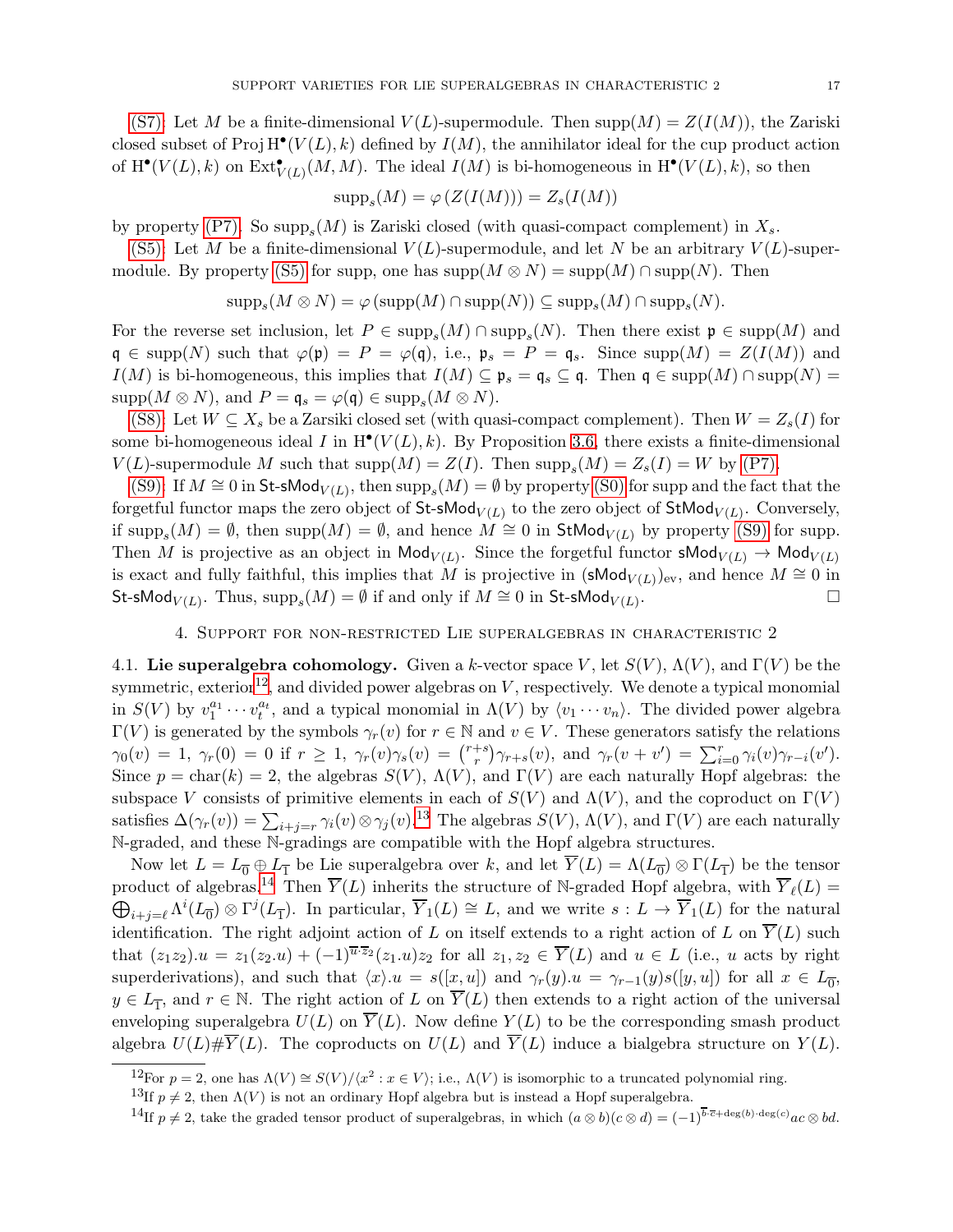(S7): Let $M$ be a finite-dimensional $V(L)$-supermodule. Then $\operatorname{supp}(M) = Z(I(M))$, the Zariski closed subset of $\operatorname{Proj} \mathrm{H}^\bullet(V(L),k)$ defined by $I(M)$, the annihilator ideal for the cup product action of $\mathrm{H}^\bullet(V(L),k)$ on $\operatorname{Ext}^\bullet_{V(L)}(M,M)$. The ideal $I(M)$ is bi-homogeneous in $\mathrm{H}^\bullet(V(L),k)$, so then

$$\operatorname{supp}_s(M) = \varphi\left(Z(I(M))\right) = Z_s(I(M))$$

by property (P7). So $\operatorname{supp}_s(M)$ is Zariski closed (with quasi-compact complement) in $X_s$.

(S5): Let $M$ be a finite-dimensional $V(L)$-supermodule, and let $N$ be an arbitrary $V(L)$-supermodule. By property (S5) for supp, one has $\operatorname{supp}(M \otimes N) = \operatorname{supp}(M) \cap \operatorname{supp}(N)$. Then

$$\operatorname{supp}_s(M \otimes N) = \varphi\left(\operatorname{supp}(M) \cap \operatorname{supp}(N)\right) \subseteq \operatorname{supp}_s(M) \cap \operatorname{supp}_s(N).$$

For the reverse set inclusion, let $P \in \operatorname{supp}_s(M) \cap \operatorname{supp}_s(N)$. Then there exist $\mathfrak{p} \in \operatorname{supp}(M)$ and $\mathfrak{q} \in \operatorname{supp}(N)$ such that $\varphi(\mathfrak{p}) = P = \varphi(\mathfrak{q})$, i.e., $\mathfrak{p}_s = P = \mathfrak{q}_s$. Since $\operatorname{supp}(M) = Z(I(M))$ and $I(M)$ is bi-homogeneous, this implies that $I(M) \subseteq \mathfrak{p}_s = \mathfrak{q}_s \subseteq \mathfrak{q}$. Then $\mathfrak{q} \in \operatorname{supp}(M) \cap \operatorname{supp}(N) = \operatorname{supp}(M \otimes N)$, and $P = \mathfrak{q}_s = \varphi(\mathfrak{q}) \in \operatorname{supp}_s(M \otimes N)$.

(S8): Let $W \subseteq X_s$ be a Zarsiki closed set (with quasi-compact complement). Then $W = Z_s(I)$ for some bi-homogeneous ideal $I$ in $\mathrm{H}^\bullet(V(L),k)$. By Proposition 3.6, there exists a finite-dimensional $V(L)$-supermodule $M$ such that $\operatorname{supp}(M) = Z(I)$. Then $\operatorname{supp}_s(M) = Z_s(I) = W$ by (P7).

(S9): If $M \cong 0$ in $\mathsf{St}\text{-}\mathsf{sMod}_{V(L)}$, then $\operatorname{supp}_s(M) = \emptyset$ by property (S0) for supp and the fact that the forgetful functor maps the zero object of $\mathsf{St}\text{-}\mathsf{sMod}_{V(L)}$ to the zero object of $\mathsf{StMod}_{V(L)}$. Conversely, if $\operatorname{supp}_s(M) = \emptyset$, then $\operatorname{supp}(M) = \emptyset$, and hence $M \cong 0$ in $\mathsf{StMod}_{V(L)}$ by property (S9) for supp. Then $M$ is projective as an object in $\mathsf{Mod}_{V(L)}$. Since the forgetful functor $\mathsf{sMod}_{V(L)} \to \mathsf{Mod}_{V(L)}$ is exact and fully faithful, this implies that $M$ is projective in $(\mathsf{sMod}_{V(L)})_{\mathrm{ev}}$, and hence $M \cong 0$ in $\mathsf{St}\text{-}\mathsf{sMod}_{V(L)}$. Thus, $\operatorname{supp}_s(M) = \emptyset$ if and only if $M \cong 0$ in $\mathsf{St}\text{-}\mathsf{sMod}_{V(L)}$. □

## 4. Support for non-restricted Lie superalgebras in characteristic 2

**4.1. Lie superalgebra cohomology.** Given a $k$-vector space $V$, let $S(V)$, $\Lambda(V)$, and $\Gamma(V)$ be the symmetric, exterior[12], and divided power algebras on $V$, respectively. We denote a typical monomial in $S(V)$ by $v_1^{a_1} \cdots v_t^{a_t}$, and a typical monomial in $\Lambda(V)$ by $\langle v_1 \cdots v_n \rangle$. The divided power algebra $\Gamma(V)$ is generated by the symbols $\gamma_r(v)$ for $r \in \mathbb{N}$ and $v \in V$. These generators satisfy the relations $\gamma_0(v) = 1$, $\gamma_r(0) = 0$ if $r \geq 1$, $\gamma_r(v)\gamma_s(v) = \binom{r+s}{r}\gamma_{r+s}(v)$, and $\gamma_r(v+v') = \sum_{i=0}^r \gamma_i(v)\gamma_{r-i}(v')$. Since $p = \operatorname{char}(k) = 2$, the algebras $S(V)$, $\Lambda(V)$, and $\Gamma(V)$ are each naturally Hopf algebras: the subspace $V$ consists of primitive elements in each of $S(V)$ and $\Lambda(V)$, and the coproduct on $\Gamma(V)$ satisfies $\Delta(\gamma_r(v)) = \sum_{i+j=r} \gamma_i(v) \otimes \gamma_j(v)$.[13] The algebras $S(V)$, $\Lambda(V)$, and $\Gamma(V)$ are each naturally $\mathbb{N}$-graded, and these $\mathbb{N}$-gradings are compatible with the Hopf algebra structures.

Now let $L = L_{\overline{0}} \oplus L_{\overline{1}}$ be Lie superalgebra over $k$, and let $\overline{Y}(L) = \Lambda(L_{\overline{0}}) \otimes \Gamma(L_{\overline{1}})$ be the tensor product of algebras.[14] Then $\overline{Y}(L)$ inherits the structure of $\mathbb{N}$-graded Hopf algebra, with $\overline{Y}_\ell(L) = \bigoplus_{i+j=\ell} \Lambda^i(L_{\overline{0}}) \otimes \Gamma^j(L_{\overline{1}})$. In particular, $\overline{Y}_1(L) \cong L$, and we write $s : L \to \overline{Y}_1(L)$ for the natural identification. The right adjoint action of $L$ on itself extends to a right action of $L$ on $\overline{Y}(L)$ such that $(z_1 z_2).u = z_1(z_2.u) + (-1)^{\overline{u}\cdot\overline{z_2}}(z_1.u)z_2$ for all $z_1, z_2 \in \overline{Y}(L)$ and $u \in L$ (i.e., $u$ acts by right superderivations), and such that $\langle x \rangle.u = s([x,u])$ and $\gamma_r(y).u = \gamma_{r-1}(y)s([y,u])$ for all $x \in L_{\overline{0}}$, $y \in L_{\overline{1}}$, and $r \in \mathbb{N}$. The right action of $L$ on $\overline{Y}(L)$ then extends to a right action of the universal enveloping superalgebra $U(L)$ on $\overline{Y}(L)$. Now define $Y(L)$ to be the corresponding smash product algebra $U(L)\#\overline{Y}(L)$. The coproducts on $U(L)$ and $\overline{Y}(L)$ induce a bialgebra structure on $Y(L)$.

---

[12] For $p = 2$, one has $\Lambda(V) \cong S(V)/\langle x^2 : x \in V \rangle$; i.e., $\Lambda(V)$ is isomorphic to a truncated polynomial ring.

[13] If $p \neq 2$, then $\Lambda(V)$ is not an ordinary Hopf algebra but is instead a Hopf superalgebra.

[14] If $p \neq 2$, take the graded tensor product of superalgebras, in which $(a \otimes b)(c \otimes d) = (-1)^{\overline{b}\cdot\overline{c} + \deg(b)\cdot\deg(c)} ac \otimes bd$.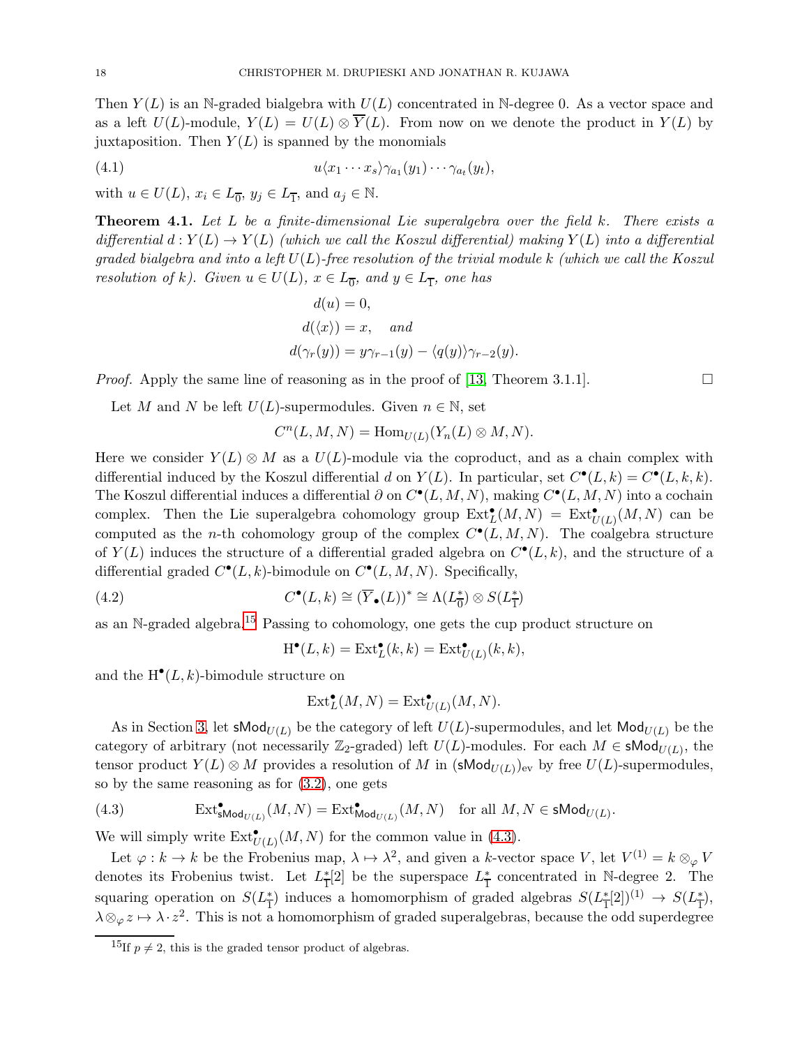Then $Y(L)$ is an $\mathbb{N}$-graded bialgebra with $U(L)$ concentrated in $\mathbb{N}$-degree 0. As a vector space and as a left $U(L)$-module, $Y(L) = U(L) \otimes \overline{Y}(L)$. From now on we denote the product in $Y(L)$ by juxtaposition. Then $Y(L)$ is spanned by the monomials

$$u\langle x_1 \cdots x_s\rangle \gamma_{a_1}(y_1) \cdots \gamma_{a_t}(y_t), \tag{4.1}$$

with $u \in U(L)$, $x_i \in L_{\overline{0}}$, $y_j \in L_{\overline{1}}$, and $a_j \in \mathbb{N}$.

**Theorem 4.1.** *Let $L$ be a finite-dimensional Lie superalgebra over the field $k$. There exists a differential $d : Y(L) \to Y(L)$ (which we call the Koszul differential) making $Y(L)$ into a differential graded bialgebra and into a left $U(L)$-free resolution of the trivial module $k$ (which we call the Koszul resolution of $k$). Given $u \in U(L)$, $x \in L_{\overline{0}}$, and $y \in L_{\overline{1}}$, one has*

$$\begin{aligned} d(u) &= 0, \\ d(\langle x\rangle) &= x, \quad \textit{and} \\ d(\gamma_r(y)) &= y\gamma_{r-1}(y) - \langle q(y)\rangle \gamma_{r-2}(y). \end{aligned}$$

*Proof.* Apply the same line of reasoning as in the proof of [13, Theorem 3.1.1]. □

Let $M$ and $N$ be left $U(L)$-supermodules. Given $n \in \mathbb{N}$, set

$$C^n(L, M, N) = \operatorname{Hom}_{U(L)}(Y_n(L) \otimes M, N).$$

Here we consider $Y(L) \otimes M$ as a $U(L)$-module via the coproduct, and as a chain complex with differential induced by the Koszul differential $d$ on $Y(L)$. In particular, set $C^\bullet(L, k) = C^\bullet(L, k, k)$. The Koszul differential induces a differential $\partial$ on $C^\bullet(L, M, N)$, making $C^\bullet(L, M, N)$ into a cochain complex. Then the Lie superalgebra cohomology group $\operatorname{Ext}^\bullet_L(M, N) = \operatorname{Ext}^\bullet_{U(L)}(M, N)$ can be computed as the $n$-th cohomology group of the complex $C^\bullet(L, M, N)$. The coalgebra structure of $Y(L)$ induces the structure of a differential graded algebra on $C^\bullet(L, k)$, and the structure of a differential graded $C^\bullet(L, k)$-bimodule on $C^\bullet(L, M, N)$. Specifically,

$$C^\bullet(L, k) \cong (\overline{Y}_\bullet(L))^* \cong \Lambda(L^*_{\overline{0}}) \otimes S(L^*_{\overline{1}}) \tag{4.2}$$

as an $\mathbb{N}$-graded algebra.[15] Passing to cohomology, one gets the cup product structure on

$$\mathrm{H}^\bullet(L, k) = \operatorname{Ext}^\bullet_L(k, k) = \operatorname{Ext}^\bullet_{U(L)}(k, k),$$

and the $\mathrm{H}^\bullet(L, k)$-bimodule structure on

$$\operatorname{Ext}^\bullet_L(M, N) = \operatorname{Ext}^\bullet_{U(L)}(M, N).$$

As in Section 3, let $\mathsf{sMod}_{U(L)}$ be the category of left $U(L)$-supermodules, and let $\mathsf{Mod}_{U(L)}$ be the category of arbitrary (not necessarily $\mathbb{Z}_2$-graded) left $U(L)$-modules. For each $M \in \mathsf{sMod}_{U(L)}$, the tensor product $Y(L) \otimes M$ provides a resolution of $M$ in $(\mathsf{sMod}_{U(L)})_{\mathrm{ev}}$ by free $U(L)$-supermodules, so by the same reasoning as for (3.2), one gets

$$\operatorname{Ext}^\bullet_{\mathsf{sMod}_{U(L)}}(M, N) = \operatorname{Ext}^\bullet_{\mathsf{Mod}_{U(L)}}(M, N) \quad \text{for all } M, N \in \mathsf{sMod}_{U(L)}. \tag{4.3}$$

We will simply write $\operatorname{Ext}^\bullet_{U(L)}(M, N)$ for the common value in (4.3).

Let $\varphi : k \to k$ be the Frobenius map, $\lambda \mapsto \lambda^2$, and given a $k$-vector space $V$, let $V^{(1)} = k \otimes_\varphi V$ denotes its Frobenius twist. Let $L^*_{\overline{1}}[2]$ be the superspace $L^*_{\overline{1}}$ concentrated in $\mathbb{N}$-degree 2. The squaring operation on $S(L^*_{\overline{1}})$ induces a homomorphism of graded algebras $S(L^*_{\overline{1}}[2])^{(1)} \to S(L^*_{\overline{1}})$, $\lambda \otimes_\varphi z \mapsto \lambda \cdot z^2$. This is not a homomorphism of graded superalgebras, because the odd superdegree

[15] If $p \neq 2$, this is the graded tensor product of algebras.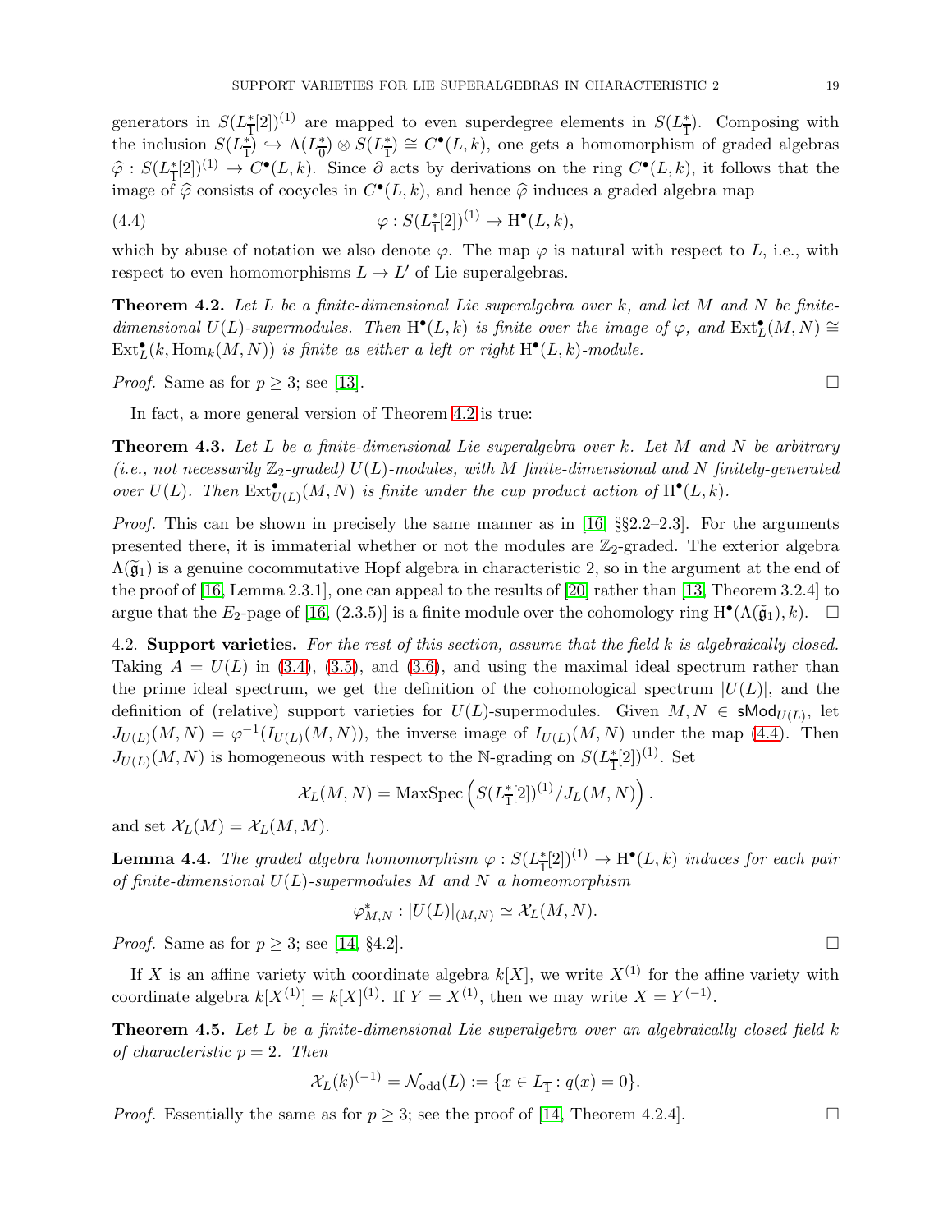generators in $S(L_{\overline{1}}^*[2])^{(1)}$ are mapped to even superdegree elements in $S(L_{\overline{1}}^*)$. Composing with the inclusion $S(L_{\overline{1}}^*) \hookrightarrow \Lambda(L_{\overline{0}}^*) \otimes S(L_{\overline{1}}^*) \cong C^\bullet(L,k)$, one gets a homomorphism of graded algebras $\widehat{\varphi} : S(L_{\overline{1}}^*[2])^{(1)} \to C^\bullet(L,k)$. Since $\partial$ acts by derivations on the ring $C^\bullet(L,k)$, it follows that the image of $\widehat{\varphi}$ consists of cocycles in $C^\bullet(L,k)$, and hence $\widehat{\varphi}$ induces a graded algebra map

$$\varphi : S(L_{\overline{1}}^*[2])^{(1)} \to \mathrm{H}^\bullet(L,k), \tag{4.4}$$

which by abuse of notation we also denote $\varphi$. The map $\varphi$ is natural with respect to $L$, i.e., with respect to even homomorphisms $L \to L'$ of Lie superalgebras.

**Theorem 4.2.** *Let $L$ be a finite-dimensional Lie superalgebra over $k$, and let $M$ and $N$ be finite-dimensional $U(L)$-supermodules. Then $\mathrm{H}^\bullet(L,k)$ is finite over the image of $\varphi$, and $\mathrm{Ext}_L^\bullet(M,N) \cong \mathrm{Ext}_L^\bullet(k, \mathrm{Hom}_k(M,N))$ is finite as either a left or right $\mathrm{H}^\bullet(L,k)$-module.*

*Proof.* Same as for $p \geq 3$; see [13]. $\square$

In fact, a more general version of Theorem 4.2 is true:

**Theorem 4.3.** *Let $L$ be a finite-dimensional Lie superalgebra over $k$. Let $M$ and $N$ be arbitrary (i.e., not necessarily $\mathbb{Z}_2$-graded) $U(L)$-modules, with $M$ finite-dimensional and $N$ finitely-generated over $U(L)$. Then $\mathrm{Ext}_{U(L)}^\bullet(M,N)$ is finite under the cup product action of $\mathrm{H}^\bullet(L,k)$.*

*Proof.* This can be shown in precisely the same manner as in [16, §§2.2–2.3]. For the arguments presented there, it is immaterial whether or not the modules are $\mathbb{Z}_2$-graded. The exterior algebra $\Lambda(\widetilde{\mathfrak{g}}_1)$ is a genuine cocommutative Hopf algebra in characteristic 2, so in the argument at the end of the proof of [16, Lemma 2.3.1], one can appeal to the results of [20] rather than [13, Theorem 3.2.4] to argue that the $E_2$-page of [16, (2.3.5)] is a finite module over the cohomology ring $\mathrm{H}^\bullet(\Lambda(\widetilde{\mathfrak{g}}_1),k)$. $\square$

4.2. **Support varieties.** *For the rest of this section, assume that the field $k$ is algebraically closed.* Taking $A = U(L)$ in (3.4), (3.5), and (3.6), and using the maximal ideal spectrum rather than the prime ideal spectrum, we get the definition of the cohomological spectrum $|U(L)|$, and the definition of (relative) support varieties for $U(L)$-supermodules. Given $M,N \in \mathsf{sMod}_{U(L)}$, let $J_{U(L)}(M,N) = \varphi^{-1}(I_{U(L)}(M,N))$, the inverse image of $I_{U(L)}(M,N)$ under the map (4.4). Then $J_{U(L)}(M,N)$ is homogeneous with respect to the $\mathbb{N}$-grading on $S(L_{\overline{1}}^*[2])^{(1)}$. Set

$$\mathcal{X}_L(M,N) = \mathrm{MaxSpec}\left(S(L_{\overline{1}}^*[2])^{(1)}/J_L(M,N)\right).$$

and set $\mathcal{X}_L(M) = \mathcal{X}_L(M,M)$.

**Lemma 4.4.** *The graded algebra homomorphism $\varphi : S(L_{\overline{1}}^*[2])^{(1)} \to \mathrm{H}^\bullet(L,k)$ induces for each pair of finite-dimensional $U(L)$-supermodules $M$ and $N$ a homeomorphism*

$$\varphi_{M,N}^* : |U(L)|_{(M,N)} \simeq \mathcal{X}_L(M,N).$$

*Proof.* Same as for $p \geq 3$; see [14, §4.2]. $\square$

If $X$ is an affine variety with coordinate algebra $k[X]$, we write $X^{(1)}$ for the affine variety with coordinate algebra $k[X^{(1)}] = k[X]^{(1)}$. If $Y = X^{(1)}$, then we may write $X = Y^{(-1)}$.

**Theorem 4.5.** *Let $L$ be a finite-dimensional Lie superalgebra over an algebraically closed field $k$ of characteristic $p = 2$. Then*

$$\mathcal{X}_L(k)^{(-1)} = \mathcal{N}_{\mathrm{odd}}(L) := \{x \in L_{\overline{1}} : q(x) = 0\}.$$

*Proof.* Essentially the same as for $p \geq 3$; see the proof of [14, Theorem 4.2.4]. $\square$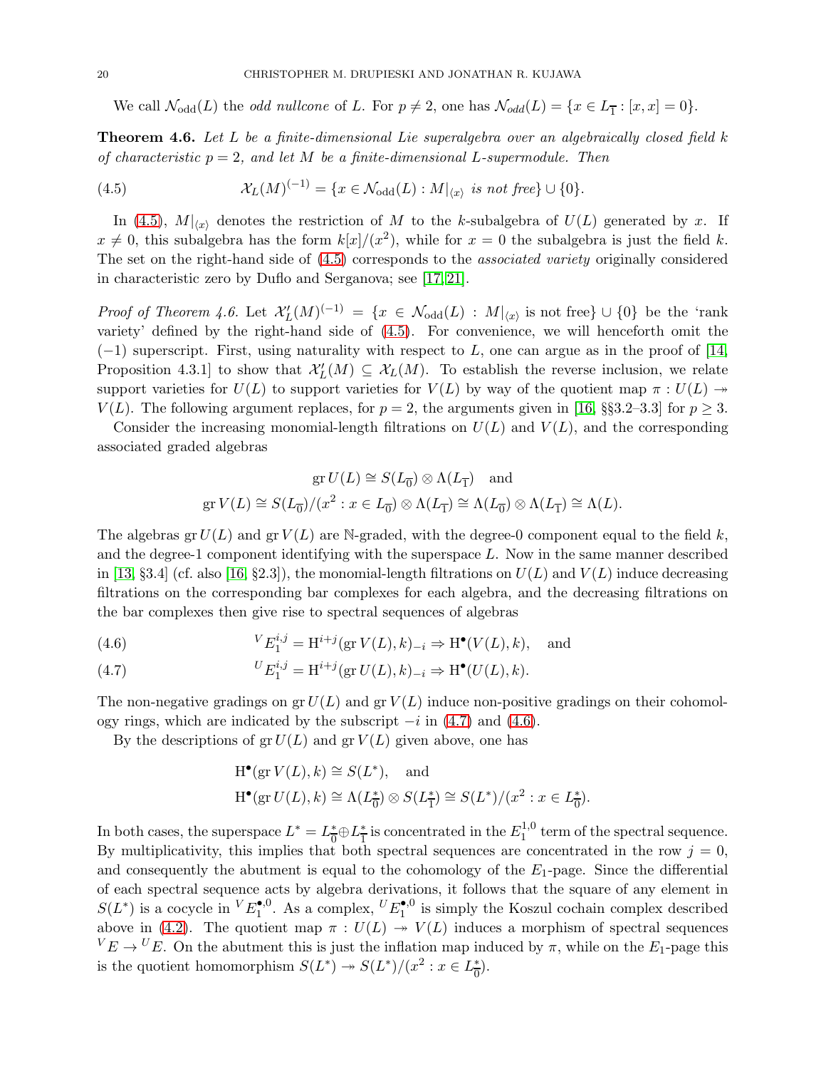We call $\mathcal{N}_{\mathrm{odd}}(L)$ the *odd nullcone* of $L$. For $p \neq 2$, one has $\mathcal{N}_{odd}(L) = \{x \in L_{\overline{1}} : [x,x] = 0\}$.

**Theorem 4.6.** *Let $L$ be a finite-dimensional Lie superalgebra over an algebraically closed field $k$ of characteristic $p = 2$, and let $M$ be a finite-dimensional $L$-supermodule. Then*

$$\mathcal{X}_L(M)^{(-1)} = \{x \in \mathcal{N}_{\mathrm{odd}}(L) : M|_{\langle x \rangle} \text{ is not free}\} \cup \{0\}. \tag{4.5}$$

In (4.5), $M|_{\langle x \rangle}$ denotes the restriction of $M$ to the $k$-subalgebra of $U(L)$ generated by $x$. If $x \neq 0$, this subalgebra has the form $k[x]/(x^2)$, while for $x = 0$ the subalgebra is just the field $k$. The set on the right-hand side of (4.5) corresponds to the *associated variety* originally considered in characteristic zero by Duflo and Serganova; see [17, 21].

*Proof of Theorem 4.6.* Let $\mathcal{X}'_L(M)^{(-1)} = \{x \in \mathcal{N}_{\mathrm{odd}}(L) : M|_{\langle x \rangle} \text{ is not free}\} \cup \{0\}$ be the 'rank variety' defined by the right-hand side of (4.5). For convenience, we will henceforth omit the $(-1)$ superscript. First, using naturality with respect to $L$, one can argue as in the proof of [14, Proposition 4.3.1] to show that $\mathcal{X}'_L(M) \subseteq \mathcal{X}_L(M)$. To establish the reverse inclusion, we relate support varieties for $U(L)$ to support varieties for $V(L)$ by way of the quotient map $\pi : U(L) \twoheadrightarrow V(L)$. The following argument replaces, for $p = 2$, the arguments given in [16, §§3.2–3.3] for $p \geq 3$.

Consider the increasing monomial-length filtrations on $U(L)$ and $V(L)$, and the corresponding associated graded algebras

$$\operatorname{gr} U(L) \cong S(L_{\overline{0}}) \otimes \Lambda(L_{\overline{1}}) \quad \text{and}$$
$$\operatorname{gr} V(L) \cong S(L_{\overline{0}})/(x^2 : x \in L_{\overline{0}}) \otimes \Lambda(L_{\overline{1}}) \cong \Lambda(L_{\overline{0}}) \otimes \Lambda(L_{\overline{1}}) \cong \Lambda(L).$$

The algebras $\operatorname{gr} U(L)$ and $\operatorname{gr} V(L)$ are $\mathbb{N}$-graded, with the degree-0 component equal to the field $k$, and the degree-1 component identifying with the superspace $L$. Now in the same manner described in [13, §3.4] (cf. also [16, §2.3]), the monomial-length filtrations on $U(L)$ and $V(L)$ induce decreasing filtrations on the corresponding bar complexes for each algebra, and the decreasing filtrations on the bar complexes then give rise to spectral sequences of algebras

$$^{V}E_1^{i,j} = \mathrm{H}^{i+j}(\operatorname{gr} V(L), k)_{-i} \Rightarrow \mathrm{H}^\bullet(V(L), k), \quad \text{and} \tag{4.6}$$

$$^{U}E_1^{i,j} = \mathrm{H}^{i+j}(\operatorname{gr} U(L), k)_{-i} \Rightarrow \mathrm{H}^\bullet(U(L), k). \tag{4.7}$$

The non-negative gradings on $\operatorname{gr} U(L)$ and $\operatorname{gr} V(L)$ induce non-positive gradings on their cohomology rings, which are indicated by the subscript $-i$ in (4.7) and (4.6).

By the descriptions of $\operatorname{gr} U(L)$ and $\operatorname{gr} V(L)$ given above, one has

$$\mathrm{H}^\bullet(\operatorname{gr} V(L), k) \cong S(L^*), \quad \text{and}$$
$$\mathrm{H}^\bullet(\operatorname{gr} U(L), k) \cong \Lambda(L^*_{\overline{0}}) \otimes S(L^*_{\overline{1}}) \cong S(L^*)/(x^2 : x \in L^*_{\overline{0}}).$$

In both cases, the superspace $L^* = L^*_{\overline{0}} \oplus L^*_{\overline{1}}$ is concentrated in the $E_1^{1,0}$ term of the spectral sequence. By multiplicativity, this implies that both spectral sequences are concentrated in the row $j = 0$, and consequently the abutment is equal to the cohomology of the $E_1$-page. Since the differential of each spectral sequence acts by algebra derivations, it follows that the square of any element in $S(L^*)$ is a cocycle in $^{V}E_1^{\bullet,0}$. As a complex, $^{U}E_1^{\bullet,0}$ is simply the Koszul cochain complex described above in (4.2). The quotient map $\pi : U(L) \twoheadrightarrow V(L)$ induces a morphism of spectral sequences $^{V}E \to {^{U}E}$. On the abutment this is just the inflation map induced by $\pi$, while on the $E_1$-page this is the quotient homomorphism $S(L^*) \twoheadrightarrow S(L^*)/(x^2 : x \in L^*_{\overline{0}})$.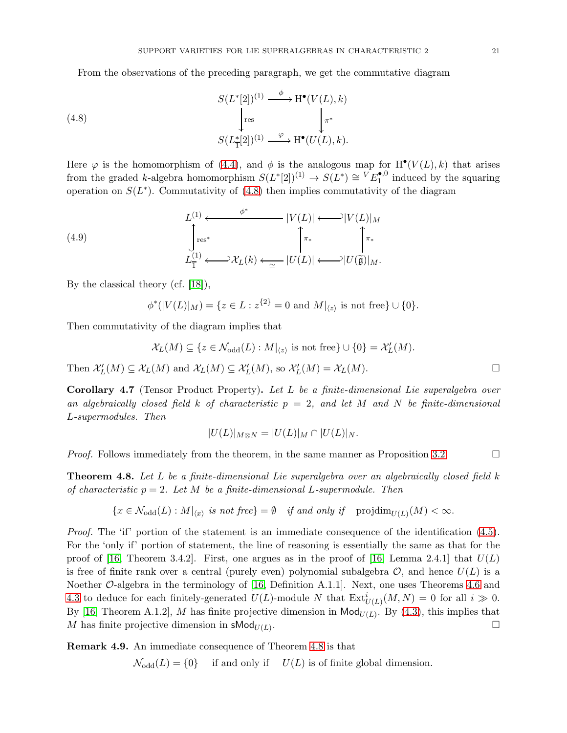From the observations of the preceding paragraph, we get the commutative diagram

$$
\begin{array}{ccc}
S(L^*[2])^{(1)} & \xrightarrow{\phi} & \mathrm{H}^\bullet(V(L),k) \\
\Big\downarrow \mathrm{res} & & \Big\downarrow \pi^* \\
S(L^*_{\overline{1}}[2])^{(1)} & \xrightarrow{\varphi} & \mathrm{H}^\bullet(U(L),k).
\end{array} \tag{4.8}
$$

Here $\varphi$ is the homomorphism of (4.4), and $\phi$ is the analogous map for $\mathrm{H}^\bullet(V(L),k)$ that arises from the graded $k$-algebra homomorphism $S(L^*[2])^{(1)} \to S(L^*) \cong {}^V E_1^{\bullet,0}$ induced by the squaring operation on $S(L^*)$. Commutativity of (4.8) then implies commutativity of the diagram

$$
\begin{array}{ccccc}
L^{(1)} & \xleftarrow{\phi^*} & |V(L)| & \hookleftarrow & |V(L)|_M \\
\Big\uparrow \mathrm{res}^* & & \Big\uparrow \pi_* & & \Big\uparrow \pi_* \\
L^{(1)}_{\overline{1}} \hookrightarrow \mathcal{X}_L(k) & \xleftarrow{\simeq} & |U(L)| & \hookleftarrow & |U(\widetilde{\mathfrak{g}})|_M.
\end{array} \tag{4.9}
$$

By the classical theory (cf. [18]),

$$\phi^*(|V(L)|_M) = \{z \in L : z^{\{2\}} = 0 \text{ and } M|_{\langle z \rangle} \text{ is not free}\} \cup \{0\}.$$

Then commutativity of the diagram implies that

$$\mathcal{X}_L(M) \subseteq \{z \in \mathcal{N}_{\mathrm{odd}}(L) : M|_{\langle z \rangle} \text{ is not free}\} \cup \{0\} = \mathcal{X}'_L(M).$$

Then $\mathcal{X}'_L(M) \subseteq \mathcal{X}_L(M)$ and $\mathcal{X}_L(M) \subseteq \mathcal{X}'_L(M)$, so $\mathcal{X}'_L(M) = \mathcal{X}_L(M)$. $\square$

**Corollary 4.7** (Tensor Product Property)**.** *Let $L$ be a finite-dimensional Lie superalgebra over an algebraically closed field $k$ of characteristic $p = 2$, and let $M$ and $N$ be finite-dimensional $L$-supermodules. Then*

$$|U(L)|_{M \otimes N} = |U(L)|_M \cap |U(L)|_N.$$

*Proof.* Follows immediately from the theorem, in the same manner as Proposition 3.2. $\square$

**Theorem 4.8.** *Let $L$ be a finite-dimensional Lie superalgebra over an algebraically closed field $k$ of characteristic $p = 2$. Let $M$ be a finite-dimensional $L$-supermodule. Then*

$$\{x \in \mathcal{N}_{\mathrm{odd}}(L) : M|_{\langle x \rangle} \text{ is not free}\} = \emptyset \quad \text{if and only if} \quad \operatorname{projdim}_{U(L)}(M) < \infty.$$

*Proof.* The 'if' portion of the statement is an immediate consequence of the identification (4.5). For the 'only if' portion of statement, the line of reasoning is essentially the same as that for the proof of [16, Theorem 3.4.2]. First, one argues as in the proof of [16, Lemma 2.4.1] that $U(L)$ is free of finite rank over a central (purely even) polynomial subalgebra $\mathcal{O}$, and hence $U(L)$ is a Noether $\mathcal{O}$-algebra in the terminology of [16, Definition A.1.1]. Next, one uses Theorems 4.6 and 4.3 to deduce for each finitely-generated $U(L)$-module $N$ that $\mathrm{Ext}^i_{U(L)}(M,N) = 0$ for all $i \gg 0$. By [16, Theorem A.1.2], $M$ has finite projective dimension in $\mathsf{Mod}_{U(L)}$. By (4.3), this implies that $M$ has finite projective dimension in $\mathsf{sMod}_{U(L)}$. $\square$

**Remark 4.9.** An immediate consequence of Theorem 4.8 is that

$$\mathcal{N}_{\mathrm{odd}}(L) = \{0\} \quad \text{if and only if} \quad U(L) \text{ is of finite global dimension.}$$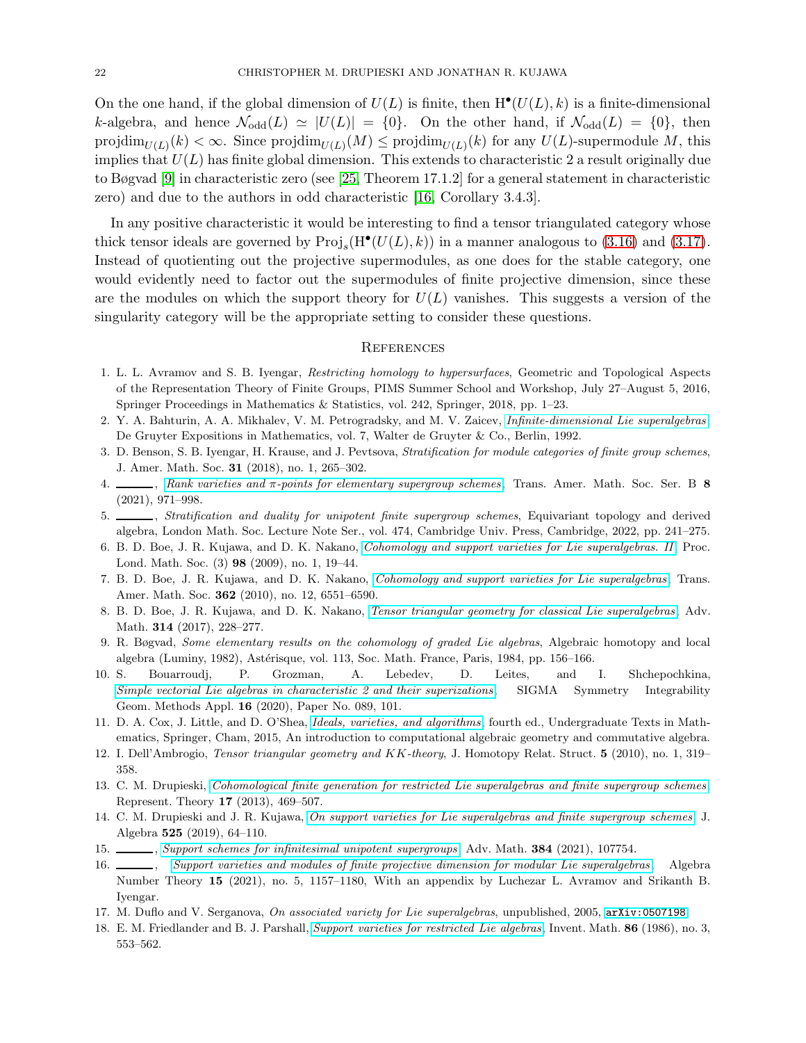On the one hand, if the global dimension of $U(L)$ is finite, then $\mathrm{H}^\bullet(U(L), k)$ is a finite-dimensional $k$-algebra, and hence $\mathcal{N}_{\mathrm{odd}}(L) \simeq |U(L)| = \{0\}$. On the other hand, if $\mathcal{N}_{\mathrm{odd}}(L) = \{0\}$, then $\mathrm{projdim}_{U(L)}(k) < \infty$. Since $\mathrm{projdim}_{U(L)}(M) \leq \mathrm{projdim}_{U(L)}(k)$ for any $U(L)$-supermodule $M$, this implies that $U(L)$ has finite global dimension. This extends to characteristic 2 a result originally due to Bøgvad [9] in characteristic zero (see [25, Theorem 17.1.2] for a general statement in characteristic zero) and due to the authors in odd characteristic [16, Corollary 3.4.3].

In any positive characteristic it would be interesting to find a tensor triangulated category whose thick tensor ideals are governed by $\mathrm{Proj}_s(\mathrm{H}^\bullet(U(L), k))$ in a manner analogous to (3.16) and (3.17). Instead of quotienting out the projective supermodules, as one does for the stable category, one would evidently need to factor out the supermodules of finite projective dimension, since these are the modules on which the support theory for $U(L)$ vanishes. This suggests a version of the singularity category will be the appropriate setting to consider these questions.

## References

1. L. L. Avramov and S. B. Iyengar, *Restricting homology to hypersurfaces*, Geometric and Topological Aspects of the Representation Theory of Finite Groups, PIMS Summer School and Workshop, July 27–August 5, 2016, Springer Proceedings in Mathematics & Statistics, vol. 242, Springer, 2018, pp. 1–23.
2. Y. A. Bahturin, A. A. Mikhalev, V. M. Petrogradsky, and M. V. Zaicev, *Infinite-dimensional Lie superalgebras*, De Gruyter Expositions in Mathematics, vol. 7, Walter de Gruyter & Co., Berlin, 1992.
3. D. Benson, S. B. Iyengar, H. Krause, and J. Pevtsova, *Stratification for module categories of finite group schemes*, J. Amer. Math. Soc. **31** (2018), no. 1, 265–302.
4. ______, *Rank varieties and π-points for elementary supergroup schemes*, Trans. Amer. Math. Soc. Ser. B **8** (2021), 971–998.
5. ______, *Stratification and duality for unipotent finite supergroup schemes*, Equivariant topology and derived algebra, London Math. Soc. Lecture Note Ser., vol. 474, Cambridge Univ. Press, Cambridge, 2022, pp. 241–275.
6. B. D. Boe, J. R. Kujawa, and D. K. Nakano, *Cohomology and support varieties for Lie superalgebras. II*, Proc. Lond. Math. Soc. (3) **98** (2009), no. 1, 19–44.
7. B. D. Boe, J. R. Kujawa, and D. K. Nakano, *Cohomology and support varieties for Lie superalgebras*, Trans. Amer. Math. Soc. **362** (2010), no. 12, 6551–6590.
8. B. D. Boe, J. R. Kujawa, and D. K. Nakano, *Tensor triangular geometry for classical Lie superalgebras*, Adv. Math. **314** (2017), 228–277.
9. R. Bøgvad, *Some elementary results on the cohomology of graded Lie algebras*, Algebraic homotopy and local algebra (Luminy, 1982), Astérisque, vol. 113, Soc. Math. France, Paris, 1984, pp. 156–166.
10. S. Bouarroudj, P. Grozman, A. Lebedev, D. Leites, and I. Shchepochkina, *Simple vectorial Lie algebras in characteristic 2 and their superizations*, SIGMA Symmetry Integrability Geom. Methods Appl. **16** (2020), Paper No. 089, 101.
11. D. A. Cox, J. Little, and D. O'Shea, *Ideals, varieties, and algorithms*, fourth ed., Undergraduate Texts in Mathematics, Springer, Cham, 2015, An introduction to computational algebraic geometry and commutative algebra.
12. I. Dell'Ambrogio, *Tensor triangular geometry and KK-theory*, J. Homotopy Relat. Struct. **5** (2010), no. 1, 319–358.
13. C. M. Drupieski, *Cohomological finite generation for restricted Lie superalgebras and finite supergroup schemes*, Represent. Theory **17** (2013), 469–507.
14. C. M. Drupieski and J. R. Kujawa, *On support varieties for Lie superalgebras and finite supergroup schemes*, J. Algebra **525** (2019), 64–110.
15. ______, *Support schemes for infinitesimal unipotent supergroups*, Adv. Math. **384** (2021), 107754.
16. ______, *Support varieties and modules of finite projective dimension for modular Lie superalgebras*, Algebra Number Theory **15** (2021), no. 5, 1157–1180, With an appendix by Luchezar L. Avramov and Srikanth B. Iyengar.
17. M. Duflo and V. Serganova, *On associated variety for Lie superalgebras*, unpublished, 2005, `arXiv:0507198`.
18. E. M. Friedlander and B. J. Parshall, *Support varieties for restricted Lie algebras*, Invent. Math. **86** (1986), no. 3, 553–562.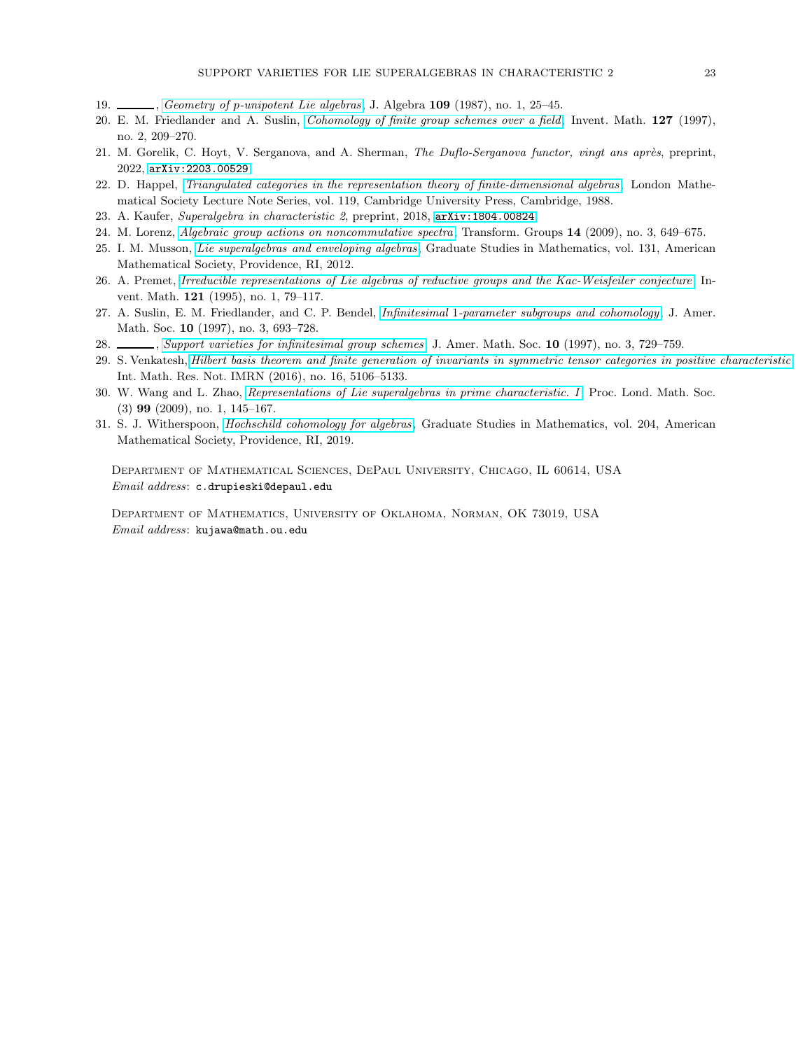19. ———, *Geometry of p-unipotent Lie algebras*, J. Algebra **109** (1987), no. 1, 25–45.
20. E. M. Friedlander and A. Suslin, *Cohomology of finite group schemes over a field*, Invent. Math. **127** (1997), no. 2, 209–270.
21. M. Gorelik, C. Hoyt, V. Serganova, and A. Sherman, *The Duflo-Serganova functor, vingt ans après*, preprint, 2022, arXiv:2203.00529.
22. D. Happel, *Triangulated categories in the representation theory of finite-dimensional algebras*, London Mathematical Society Lecture Note Series, vol. 119, Cambridge University Press, Cambridge, 1988.
23. A. Kaufer, *Superalgebra in characteristic 2*, preprint, 2018, arXiv:1804.00824.
24. M. Lorenz, *Algebraic group actions on noncommutative spectra*, Transform. Groups **14** (2009), no. 3, 649–675.
25. I. M. Musson, *Lie superalgebras and enveloping algebras*, Graduate Studies in Mathematics, vol. 131, American Mathematical Society, Providence, RI, 2012.
26. A. Premet, *Irreducible representations of Lie algebras of reductive groups and the Kac-Weisfeiler conjecture*, Invent. Math. **121** (1995), no. 1, 79–117.
27. A. Suslin, E. M. Friedlander, and C. P. Bendel, *Infinitesimal 1-parameter subgroups and cohomology*, J. Amer. Math. Soc. **10** (1997), no. 3, 693–728.
28. ———, *Support varieties for infinitesimal group schemes*, J. Amer. Math. Soc. **10** (1997), no. 3, 729–759.
29. S. Venkatesh, *Hilbert basis theorem and finite generation of invariants in symmetric tensor categories in positive characteristic*, Int. Math. Res. Not. IMRN (2016), no. 16, 5106–5133.
30. W. Wang and L. Zhao, *Representations of Lie superalgebras in prime characteristic. I*, Proc. Lond. Math. Soc. (3) **99** (2009), no. 1, 145–167.
31. S. J. Witherspoon, *Hochschild cohomology for algebras*, Graduate Studies in Mathematics, vol. 204, American Mathematical Society, Providence, RI, 2019.

Department of Mathematical Sciences, DePaul University, Chicago, IL 60614, USA
*Email address*: c.drupieski@depaul.edu

Department of Mathematics, University of Oklahoma, Norman, OK 73019, USA
*Email address*: kujawa@math.ou.edu